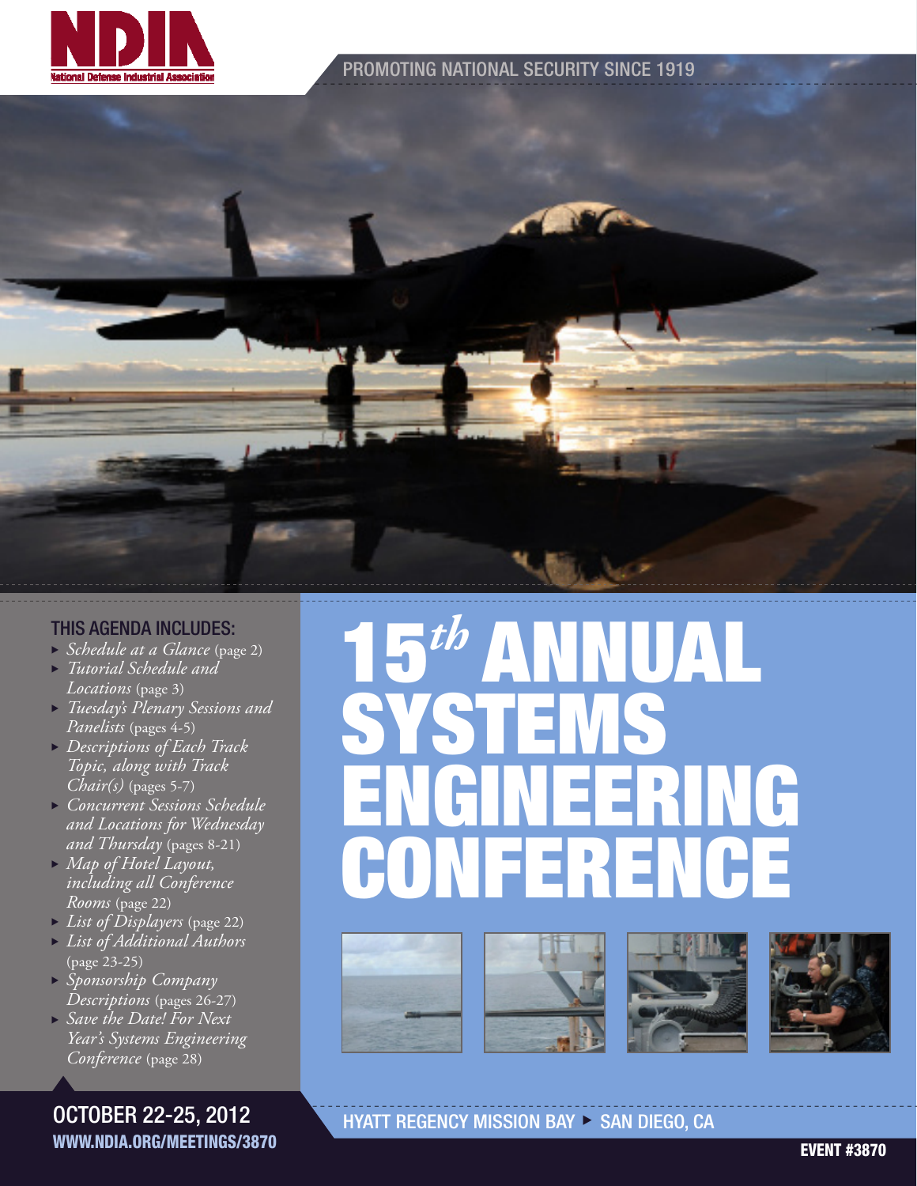NDIA

National Defense Industrial Association

PROMOTING NATIONAL SECURITY SINCE 1919

# 15th ANNUAL SYSTEMS ENGINEERING CONFERENCE

## THIS AGENDA INCLUDES:

- *Schedule at a Glance* (page 2)
- *Tutorial Schedule and Locations* (page 3)
- *Tuesday's Plenary Sessions and Panelists* (pages 4-5)
- *Descriptions of Each Track Topic, along with Track Chair(s)* (pages 5-7)
- *Concurrent Sessions Schedule and Locations for Wednesday and Thursday* (pages 8-21)
- *Map of Hotel Layout, including all Conference Rooms* (page 22)
- *List of Displayers* (page 22)
- *List of Additional Authors* (page 23-25)
- *Sponsorship Company Descriptions* (pages 26-27)
- *Save the Date! For Next Year's Systems Engineering Conference* (page 28)

OCTOBER 22-25, 2012

WWW.NDIA.ORG/MEETINGS/3870

HYATT REGENCY MISSION BAY ▸ SAN DIEGO, CA

EVENT #3870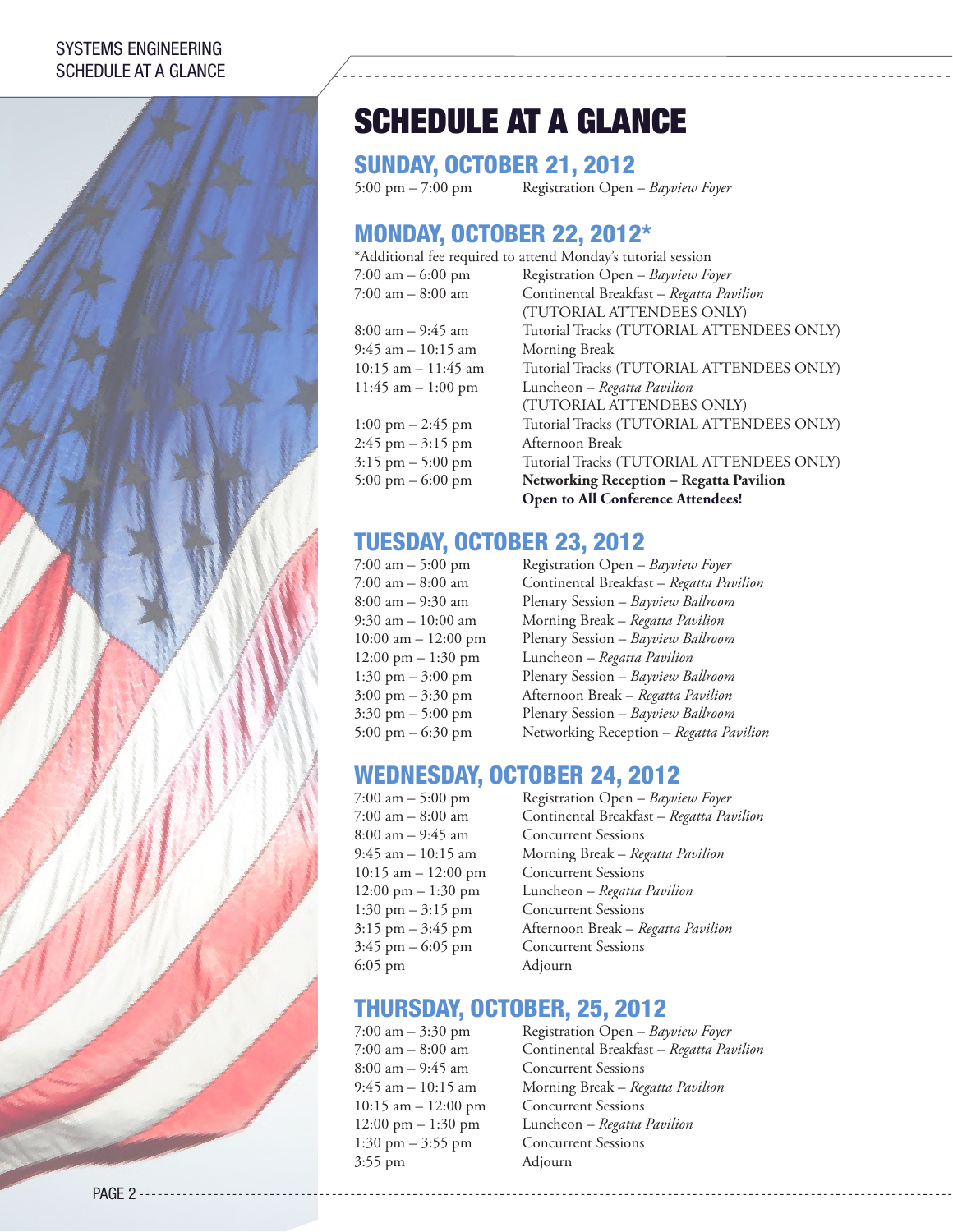# SCHEDULE AT A GLANCE

## SUNDAY, OCTOBER 21, 2012

| | |
|---|---|
| 5:00 pm – 7:00 pm | Registration Open – *Bayview Foyer* |

## MONDAY, OCTOBER 22, 2012*

*Additional fee required to attend Monday's tutorial session

| | |
|---|---|
| 7:00 am – 6:00 pm | Registration Open – *Bayview Foyer* |
| 7:00 am – 8:00 am | Continental Breakfast – *Regatta Pavilion* (TUTORIAL ATTENDEES ONLY) |
| 8:00 am – 9:45 am | Tutorial Tracks (TUTORIAL ATTENDEES ONLY) |
| 9:45 am – 10:15 am | Morning Break |
| 10:15 am – 11:45 am | Tutorial Tracks (TUTORIAL ATTENDEES ONLY) |
| 11:45 am – 1:00 pm | Luncheon – *Regatta Pavilion* (TUTORIAL ATTENDEES ONLY) |
| 1:00 pm – 2:45 pm | Tutorial Tracks (TUTORIAL ATTENDEES ONLY) |
| 2:45 pm – 3:15 pm | Afternoon Break |
| 3:15 pm – 5:00 pm | Tutorial Tracks (TUTORIAL ATTENDEES ONLY) |
| 5:00 pm – 6:00 pm | **Networking Reception – Regatta Pavilion Open to All Conference Attendees!** |

## TUESDAY, OCTOBER 23, 2012

| | |
|---|---|
| 7:00 am – 5:00 pm | Registration Open – *Bayview Foyer* |
| 7:00 am – 8:00 am | Continental Breakfast – *Regatta Pavilion* |
| 8:00 am – 9:30 am | Plenary Session – *Bayview Ballroom* |
| 9:30 am – 10:00 am | Morning Break – *Regatta Pavilion* |
| 10:00 am – 12:00 pm | Plenary Session – *Bayview Ballroom* |
| 12:00 pm – 1:30 pm | Luncheon – *Regatta Pavilion* |
| 1:30 pm – 3:00 pm | Plenary Session – *Bayview Ballroom* |
| 3:00 pm – 3:30 pm | Afternoon Break – *Regatta Pavilion* |
| 3:30 pm – 5:00 pm | Plenary Session – *Bayview Ballroom* |
| 5:00 pm – 6:30 pm | Networking Reception – *Regatta Pavilion* |

## WEDNESDAY, OCTOBER 24, 2012

| | |
|---|---|
| 7:00 am – 5:00 pm | Registration Open – *Bayview Foyer* |
| 7:00 am – 8:00 am | Continental Breakfast – *Regatta Pavilion* |
| 8:00 am – 9:45 am | Concurrent Sessions |
| 9:45 am – 10:15 am | Morning Break – *Regatta Pavilion* |
| 10:15 am – 12:00 pm | Concurrent Sessions |
| 12:00 pm – 1:30 pm | Luncheon – *Regatta Pavilion* |
| 1:30 pm – 3:15 pm | Concurrent Sessions |
| 3:15 pm – 3:45 pm | Afternoon Break – *Regatta Pavilion* |
| 3:45 pm – 6:05 pm | Concurrent Sessions |
| 6:05 pm | Adjourn |

## THURSDAY, OCTOBER, 25, 2012

| | |
|---|---|
| 7:00 am – 3:30 pm | Registration Open – *Bayview Foyer* |
| 7:00 am – 8:00 am | Continental Breakfast – *Regatta Pavilion* |
| 8:00 am – 9:45 am | Concurrent Sessions |
| 9:45 am – 10:15 am | Morning Break – *Regatta Pavilion* |
| 10:15 am – 12:00 pm | Concurrent Sessions |
| 12:00 pm – 1:30 pm | Luncheon – *Regatta Pavilion* |
| 1:30 pm – 3:55 pm | Concurrent Sessions |
| 3:55 pm | Adjourn |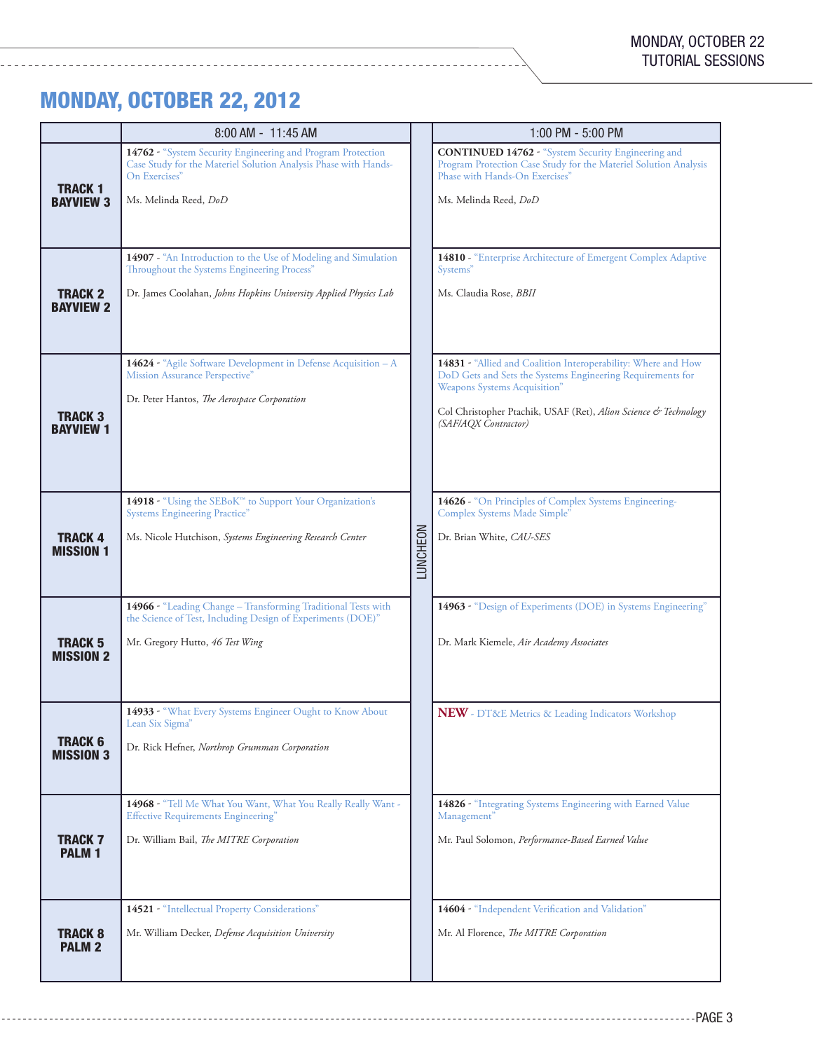## MONDAY, OCTOBER 22, 2012

| | 8:00 AM - 11:45 AM | | 1:00 PM - 5:00 PM |
|---|---|---|---|
| **TRACK 1 BAYVIEW 3** | **14762** - "System Security Engineering and Program Protection Case Study for the Materiel Solution Analysis Phase with Hands-On Exercises"<br><br>Ms. Melinda Reed, *DoD* | LUNCHEON | **CONTINUED 14762** - "System Security Engineering and Program Protection Case Study for the Materiel Solution Analysis Phase with Hands-On Exercises"<br><br>Ms. Melinda Reed, *DoD* |
| **TRACK 2 BAYVIEW 2** | **14907** - "An Introduction to the Use of Modeling and Simulation Throughout the Systems Engineering Process"<br><br>Dr. James Coolahan, *Johns Hopkins University Applied Physics Lab* | | **14810** - "Enterprise Architecture of Emergent Complex Adaptive Systems"<br><br>Ms. Claudia Rose, *BBII* |
| **TRACK 3 BAYVIEW 1** | **14624** - "Agile Software Development in Defense Acquisition – A Mission Assurance Perspective"<br><br>Dr. Peter Hantos, *The Aerospace Corporation* | | **14831** - "Allied and Coalition Interoperability: Where and How DoD Gets and Sets the Systems Engineering Requirements for Weapons Systems Acquisition"<br><br>Col Christopher Ptachik, USAF (Ret), *Alion Science & Technology (SAF/AQX Contractor)* |
| **TRACK 4 MISSION 1** | **14918** - "Using the SEBoK™ to Support Your Organization's Systems Engineering Practice"<br><br>Ms. Nicole Hutchison, *Systems Engineering Research Center* | | **14626** - "On Principles of Complex Systems Engineering-Complex Systems Made Simple"<br><br>Dr. Brian White, *CAU-SES* |
| **TRACK 5 MISSION 2** | **14966** - "Leading Change – Transforming Traditional Tests with the Science of Test, Including Design of Experiments (DOE)"<br><br>Mr. Gregory Hutto, *46 Test Wing* | | **14963** - "Design of Experiments (DOE) in Systems Engineering"<br><br>Dr. Mark Kiemele, *Air Academy Associates* |
| **TRACK 6 MISSION 3** | **14933** - "What Every Systems Engineer Ought to Know About Lean Six Sigma"<br><br>Dr. Rick Hefner, *Northrop Grumman Corporation* | | **NEW** - DT&E Metrics & Leading Indicators Workshop |
| **TRACK 7 PALM 1** | **14968** - "Tell Me What You Want, What You Really Really Want - Effective Requirements Engineering"<br><br>Dr. William Bail, *The MITRE Corporation* | | **14826** - "Integrating Systems Engineering with Earned Value Management"<br><br>Mr. Paul Solomon, *Performance-Based Earned Value* |
| **TRACK 8 PALM 2** | **14521** - "Intellectual Property Considerations"<br><br>Mr. William Decker, *Defense Acquisition University* | | **14604** - "Independent Verification and Validation"<br><br>Mr. Al Florence, *The MITRE Corporation* |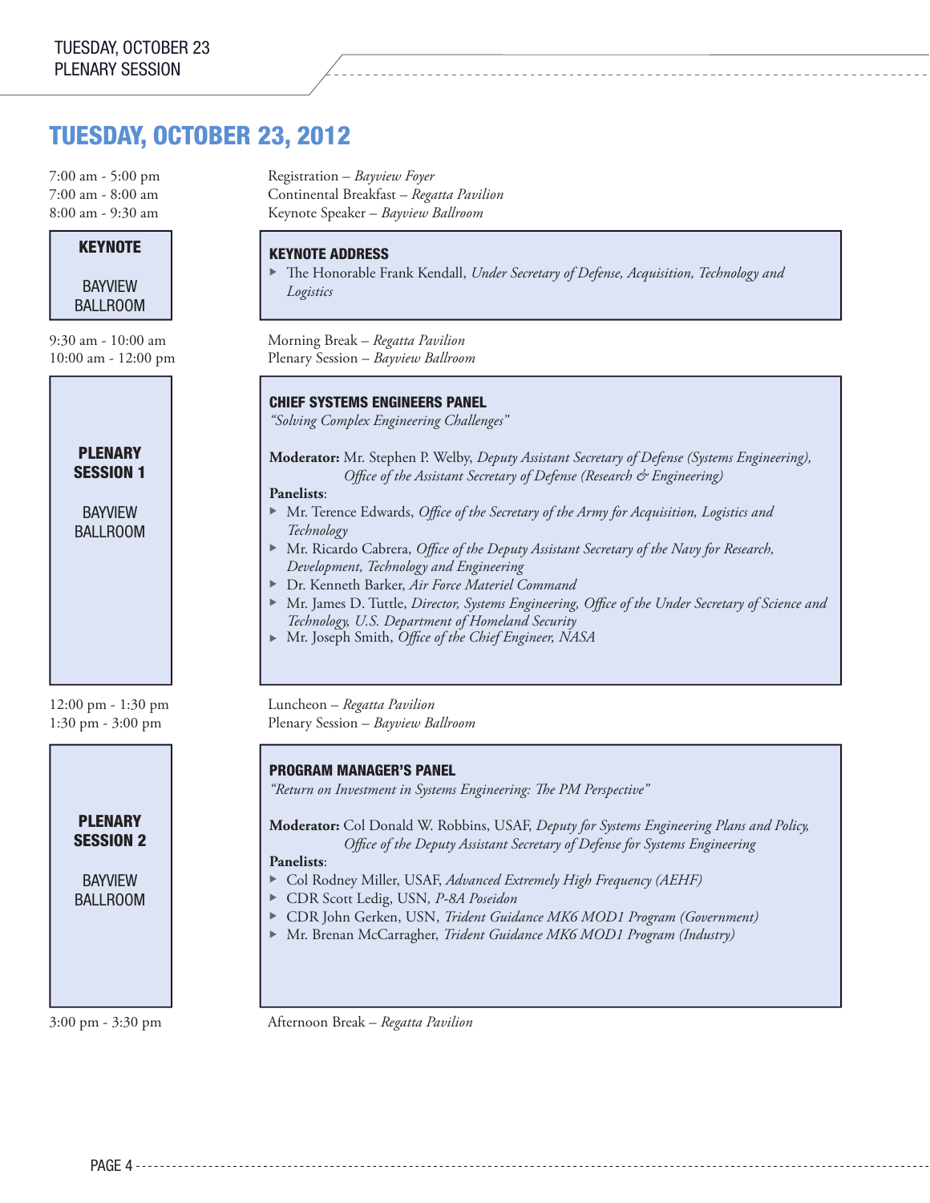# TUESDAY, OCTOBER 23, 2012

7:00 am - 5:00 pm — Registration – *Bayview Foyer*
7:00 am - 8:00 am — Continental Breakfast – *Regatta Pavilion*
8:00 am - 9:30 am — Keynote Speaker – *Bayview Ballroom*

**KEYNOTE**

BAYVIEW BALLROOM

### KEYNOTE ADDRESS

- The Honorable Frank Kendall, *Under Secretary of Defense, Acquisition, Technology and Logistics*

9:30 am - 10:00 am — Morning Break – *Regatta Pavilion*
10:00 am - 12:00 pm — Plenary Session – *Bayview Ballroom*

**PLENARY SESSION 1**

BAYVIEW BALLROOM

### CHIEF SYSTEMS ENGINEERS PANEL

*"Solving Complex Engineering Challenges"*

**Moderator:** Mr. Stephen P. Welby, *Deputy Assistant Secretary of Defense (Systems Engineering), Office of the Assistant Secretary of Defense (Research & Engineering)*

**Panelists**:

- Mr. Terence Edwards, *Office of the Secretary of the Army for Acquisition, Logistics and Technology*
- Mr. Ricardo Cabrera, *Office of the Deputy Assistant Secretary of the Navy for Research, Development, Technology and Engineering*
- Dr. Kenneth Barker, *Air Force Materiel Command*
- Mr. James D. Tuttle, *Director, Systems Engineering, Office of the Under Secretary of Science and Technology, U.S. Department of Homeland Security*
- Mr. Joseph Smith, *Office of the Chief Engineer, NASA*

12:00 pm - 1:30 pm — Luncheon – *Regatta Pavilion*
1:30 pm - 3:00 pm — Plenary Session – *Bayview Ballroom*

**PLENARY SESSION 2**

BAYVIEW BALLROOM

### PROGRAM MANAGER'S PANEL

*"Return on Investment in Systems Engineering: The PM Perspective"*

**Moderator:** Col Donald W. Robbins, USAF, *Deputy for Systems Engineering Plans and Policy, Office of the Deputy Assistant Secretary of Defense for Systems Engineering*

**Panelists**:

- Col Rodney Miller, USAF, *Advanced Extremely High Frequency (AEHF)*
- CDR Scott Ledig, USN, *P-8A Poseidon*
- CDR John Gerken, USN, *Trident Guidance MK6 MOD1 Program (Government)*
- Mr. Brenan McCarragher, *Trident Guidance MK6 MOD1 Program (Industry)*

3:00 pm - 3:30 pm — Afternoon Break – *Regatta Pavilion*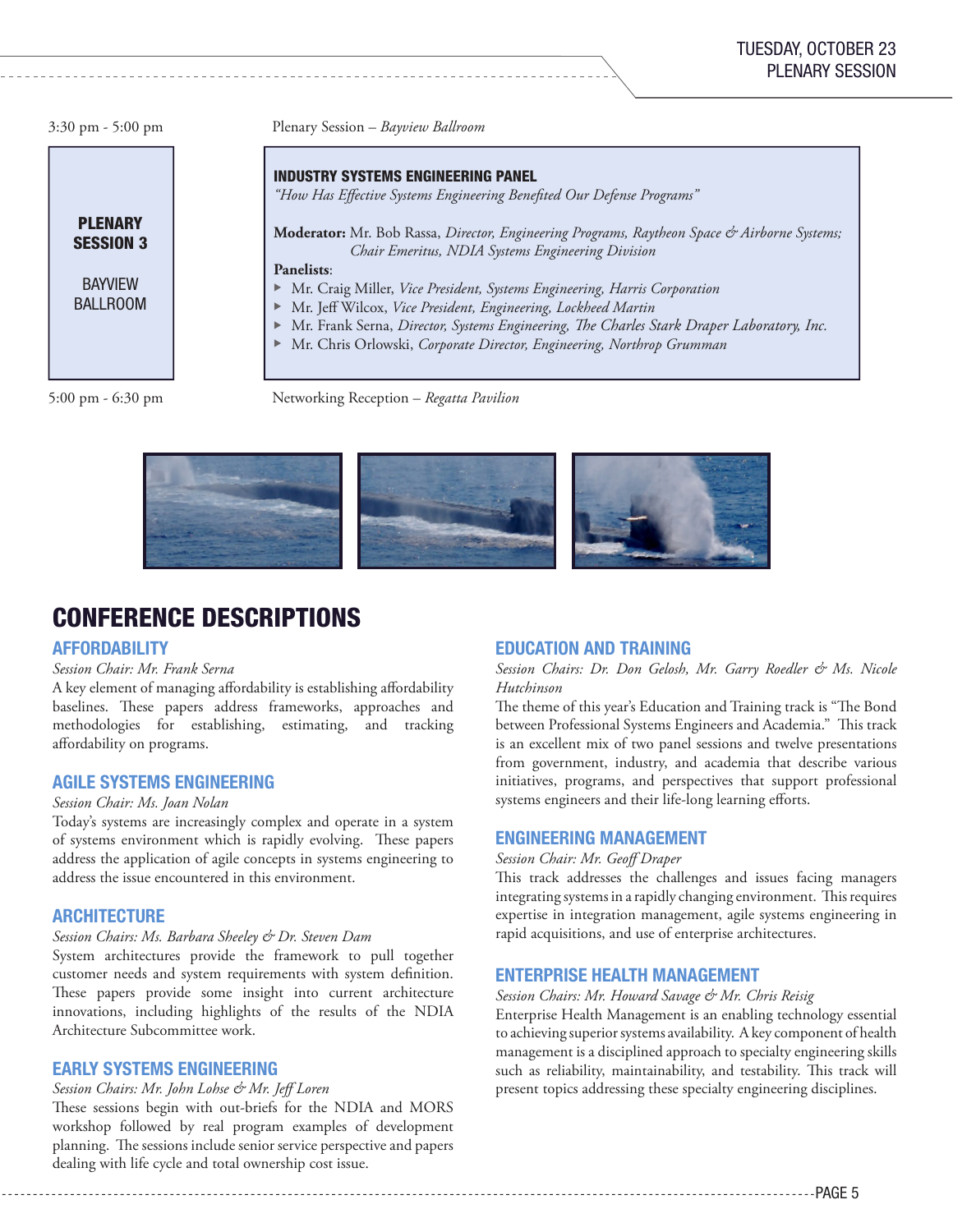3:30 pm - 5:00 pm — Plenary Session – *Bayview Ballroom*

**PLENARY SESSION 3**

BAYVIEW BALLROOM

**INDUSTRY SYSTEMS ENGINEERING PANEL**

*"How Has Effective Systems Engineering Benefited Our Defense Programs"*

**Moderator:** Mr. Bob Rassa, *Director, Engineering Programs, Raytheon Space & Airborne Systems; Chair Emeritus, NDIA Systems Engineering Division*

**Panelists**:

- Mr. Craig Miller, *Vice President, Systems Engineering, Harris Corporation*
- Mr. Jeff Wilcox, *Vice President, Engineering, Lockheed Martin*
- Mr. Frank Serna, *Director, Systems Engineering, The Charles Stark Draper Laboratory, Inc.*
- Mr. Chris Orlowski, *Corporate Director, Engineering, Northrop Grumman*

5:00 pm - 6:30 pm — Networking Reception – *Regatta Pavilion*

# CONFERENCE DESCRIPTIONS

## AFFORDABILITY

*Session Chair: Mr. Frank Serna*

A key element of managing affordability is establishing affordability baselines. These papers address frameworks, approaches and methodologies for establishing, estimating, and tracking affordability on programs.

## AGILE SYSTEMS ENGINEERING

*Session Chair: Ms. Joan Nolan*

Today's systems are increasingly complex and operate in a system of systems environment which is rapidly evolving. These papers address the application of agile concepts in systems engineering to address the issue encountered in this environment.

## ARCHITECTURE

*Session Chairs: Ms. Barbara Sheeley & Dr. Steven Dam*

System architectures provide the framework to pull together customer needs and system requirements with system definition. These papers provide some insight into current architecture innovations, including highlights of the results of the NDIA Architecture Subcommittee work.

## EARLY SYSTEMS ENGINEERING

*Session Chairs: Mr. John Lohse & Mr. Jeff Loren*

These sessions begin with out-briefs for the NDIA and MORS workshop followed by real program examples of development planning. The sessions include senior service perspective and papers dealing with life cycle and total ownership cost issue.

## EDUCATION AND TRAINING

*Session Chairs: Dr. Don Gelosh, Mr. Garry Roedler & Ms. Nicole Hutchinson*

The theme of this year's Education and Training track is "The Bond between Professional Systems Engineers and Academia." This track is an excellent mix of two panel sessions and twelve presentations from government, industry, and academia that describe various initiatives, programs, and perspectives that support professional systems engineers and their life-long learning efforts.

## ENGINEERING MANAGEMENT

*Session Chair: Mr. Geoff Draper*

This track addresses the challenges and issues facing managers integrating systems in a rapidly changing environment. This requires expertise in integration management, agile systems engineering in rapid acquisitions, and use of enterprise architectures.

## ENTERPRISE HEALTH MANAGEMENT

*Session Chairs: Mr. Howard Savage & Mr. Chris Reisig*

Enterprise Health Management is an enabling technology essential to achieving superior systems availability. A key component of health management is a disciplined approach to specialty engineering skills such as reliability, maintainability, and testability. This track will present topics addressing these specialty engineering disciplines.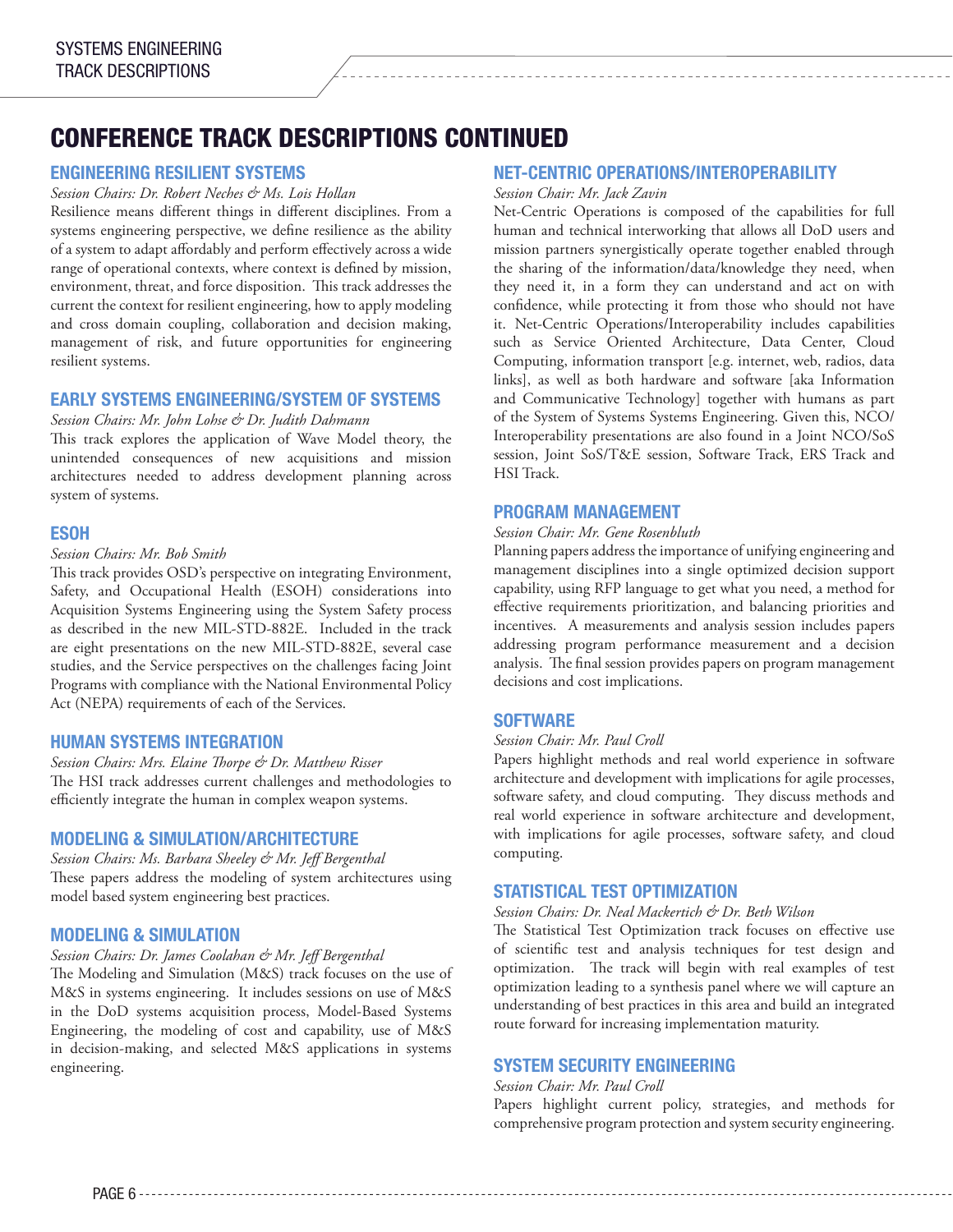# CONFERENCE TRACK DESCRIPTIONS CONTINUED

## ENGINEERING RESILIENT SYSTEMS

*Session Chairs: Dr. Robert Neches & Ms. Lois Hollan*

Resilience means different things in different disciplines. From a systems engineering perspective, we define resilience as the ability of a system to adapt affordably and perform effectively across a wide range of operational contexts, where context is defined by mission, environment, threat, and force disposition. This track addresses the current the context for resilient engineering, how to apply modeling and cross domain coupling, collaboration and decision making, management of risk, and future opportunities for engineering resilient systems.

## EARLY SYSTEMS ENGINEERING/SYSTEM OF SYSTEMS

*Session Chairs: Mr. John Lohse & Dr. Judith Dahmann*

This track explores the application of Wave Model theory, the unintended consequences of new acquisitions and mission architectures needed to address development planning across system of systems.

## ESOH

*Session Chairs: Mr. Bob Smith*

This track provides OSD's perspective on integrating Environment, Safety, and Occupational Health (ESOH) considerations into Acquisition Systems Engineering using the System Safety process as described in the new MIL-STD-882E. Included in the track are eight presentations on the new MIL-STD-882E, several case studies, and the Service perspectives on the challenges facing Joint Programs with compliance with the National Environmental Policy Act (NEPA) requirements of each of the Services.

## HUMAN SYSTEMS INTEGRATION

*Session Chairs: Mrs. Elaine Thorpe & Dr. Matthew Risser*

The HSI track addresses current challenges and methodologies to efficiently integrate the human in complex weapon systems.

## MODELING & SIMULATION/ARCHITECTURE

*Session Chairs: Ms. Barbara Sheeley & Mr. Jeff Bergenthal*

These papers address the modeling of system architectures using model based system engineering best practices.

## MODELING & SIMULATION

*Session Chairs: Dr. James Coolahan & Mr. Jeff Bergenthal*

The Modeling and Simulation (M&S) track focuses on the use of M&S in systems engineering. It includes sessions on use of M&S in the DoD systems acquisition process, Model-Based Systems Engineering, the modeling of cost and capability, use of M&S in decision-making, and selected M&S applications in systems engineering.

## NET-CENTRIC OPERATIONS/INTEROPERABILITY

*Session Chair: Mr. Jack Zavin*

Net-Centric Operations is composed of the capabilities for full human and technical interworking that allows all DoD users and mission partners synergistically operate together enabled through the sharing of the information/data/knowledge they need, when they need it, in a form they can understand and act on with confidence, while protecting it from those who should not have it. Net-Centric Operations/Interoperability includes capabilities such as Service Oriented Architecture, Data Center, Cloud Computing, information transport [e.g. internet, web, radios, data links], as well as both hardware and software [aka Information and Communicative Technology] together with humans as part of the System of Systems Systems Engineering. Given this, NCO/Interoperability presentations are also found in a Joint NCO/SoS session, Joint SoS/T&E session, Software Track, ERS Track and HSI Track.

## PROGRAM MANAGEMENT

*Session Chair: Mr. Gene Rosenbluth*

Planning papers address the importance of unifying engineering and management disciplines into a single optimized decision support capability, using RFP language to get what you need, a method for effective requirements prioritization, and balancing priorities and incentives. A measurements and analysis session includes papers addressing program performance measurement and a decision analysis. The final session provides papers on program management decisions and cost implications.

## SOFTWARE

*Session Chair: Mr. Paul Croll*

Papers highlight methods and real world experience in software architecture and development with implications for agile processes, software safety, and cloud computing. They discuss methods and real world experience in software architecture and development, with implications for agile processes, software safety, and cloud computing.

## STATISTICAL TEST OPTIMIZATION

*Session Chairs: Dr. Neal Mackertich & Dr. Beth Wilson*

The Statistical Test Optimization track focuses on effective use of scientific test and analysis techniques for test design and optimization. The track will begin with real examples of test optimization leading to a synthesis panel where we will capture an understanding of best practices in this area and build an integrated route forward for increasing implementation maturity.

## SYSTEM SECURITY ENGINEERING

*Session Chair: Mr. Paul Croll*

Papers highlight current policy, strategies, and methods for comprehensive program protection and system security engineering.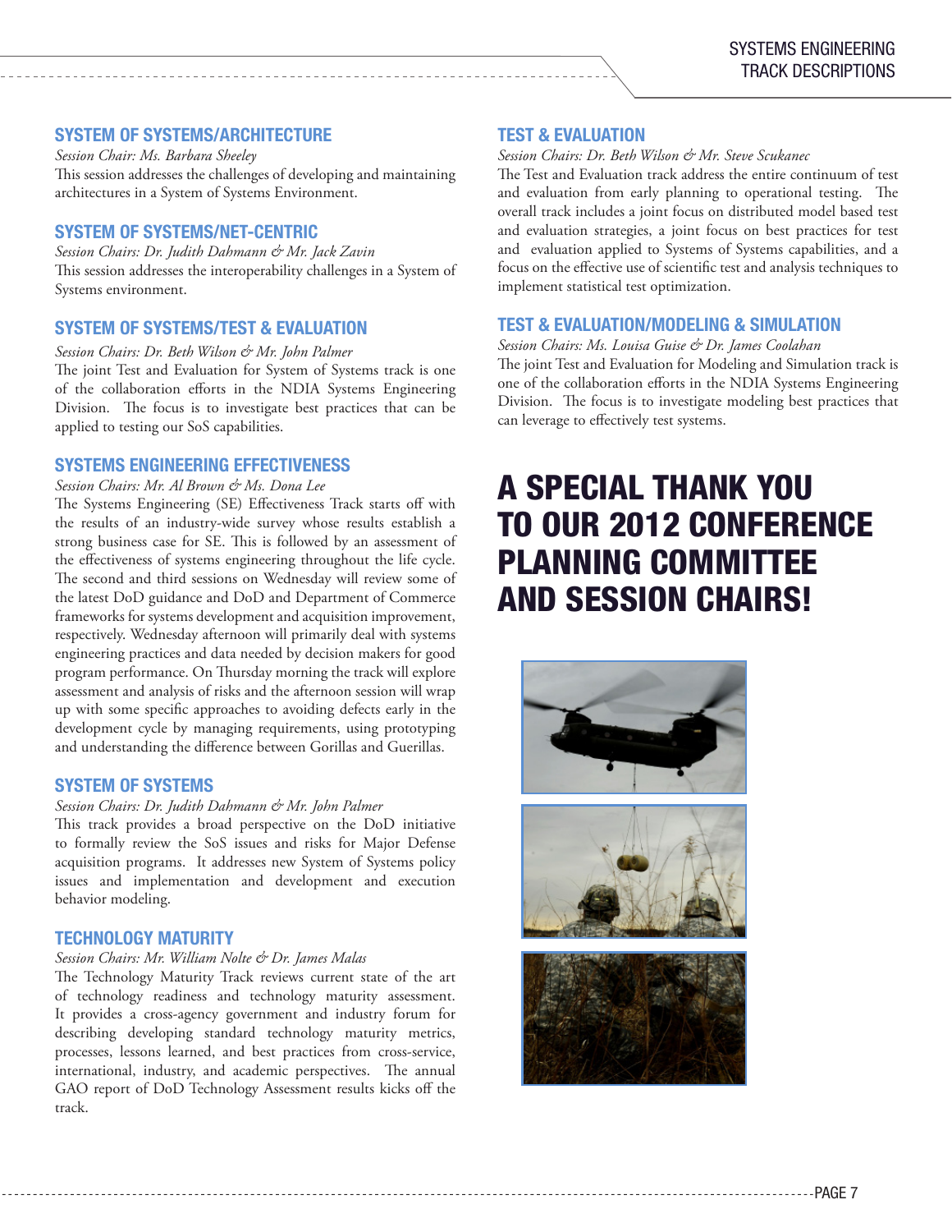## SYSTEM OF SYSTEMS/ARCHITECTURE

*Session Chair: Ms. Barbara Sheeley*

This session addresses the challenges of developing and maintaining architectures in a System of Systems Environment.

## SYSTEM OF SYSTEMS/NET-CENTRIC

*Session Chairs: Dr. Judith Dahmann & Mr. Jack Zavin*

This session addresses the interoperability challenges in a System of Systems environment.

## SYSTEM OF SYSTEMS/TEST & EVALUATION

*Session Chairs: Dr. Beth Wilson & Mr. John Palmer*

The joint Test and Evaluation for System of Systems track is one of the collaboration efforts in the NDIA Systems Engineering Division. The focus is to investigate best practices that can be applied to testing our SoS capabilities.

## SYSTEMS ENGINEERING EFFECTIVENESS

*Session Chairs: Mr. Al Brown & Ms. Dona Lee*

The Systems Engineering (SE) Effectiveness Track starts off with the results of an industry-wide survey whose results establish a strong business case for SE. This is followed by an assessment of the effectiveness of systems engineering throughout the life cycle. The second and third sessions on Wednesday will review some of the latest DoD guidance and DoD and Department of Commerce frameworks for systems development and acquisition improvement, respectively. Wednesday afternoon will primarily deal with systems engineering practices and data needed by decision makers for good program performance. On Thursday morning the track will explore assessment and analysis of risks and the afternoon session will wrap up with some specific approaches to avoiding defects early in the development cycle by managing requirements, using prototyping and understanding the difference between Gorillas and Guerillas.

## SYSTEM OF SYSTEMS

*Session Chairs: Dr. Judith Dahmann & Mr. John Palmer*

This track provides a broad perspective on the DoD initiative to formally review the SoS issues and risks for Major Defense acquisition programs. It addresses new System of Systems policy issues and implementation and development and execution behavior modeling.

## TECHNOLOGY MATURITY

*Session Chairs: Mr. William Nolte & Dr. James Malas*

The Technology Maturity Track reviews current state of the art of technology readiness and technology maturity assessment. It provides a cross-agency government and industry forum for describing developing standard technology maturity metrics, processes, lessons learned, and best practices from cross-service, international, industry, and academic perspectives. The annual GAO report of DoD Technology Assessment results kicks off the track.

## TEST & EVALUATION

*Session Chairs: Dr. Beth Wilson & Mr. Steve Scukanec*

The Test and Evaluation track address the entire continuum of test and evaluation from early planning to operational testing. The overall track includes a joint focus on distributed model based test and evaluation strategies, a joint focus on best practices for test and evaluation applied to Systems of Systems capabilities, and a focus on the effective use of scientific test and analysis techniques to implement statistical test optimization.

## TEST & EVALUATION/MODELING & SIMULATION

*Session Chairs: Ms. Louisa Guise & Dr. James Coolahan*

The joint Test and Evaluation for Modeling and Simulation track is one of the collaboration efforts in the NDIA Systems Engineering Division. The focus is to investigate modeling best practices that can leverage to effectively test systems.

# A SPECIAL THANK YOU TO OUR 2012 CONFERENCE PLANNING COMMITTEE AND SESSION CHAIRS!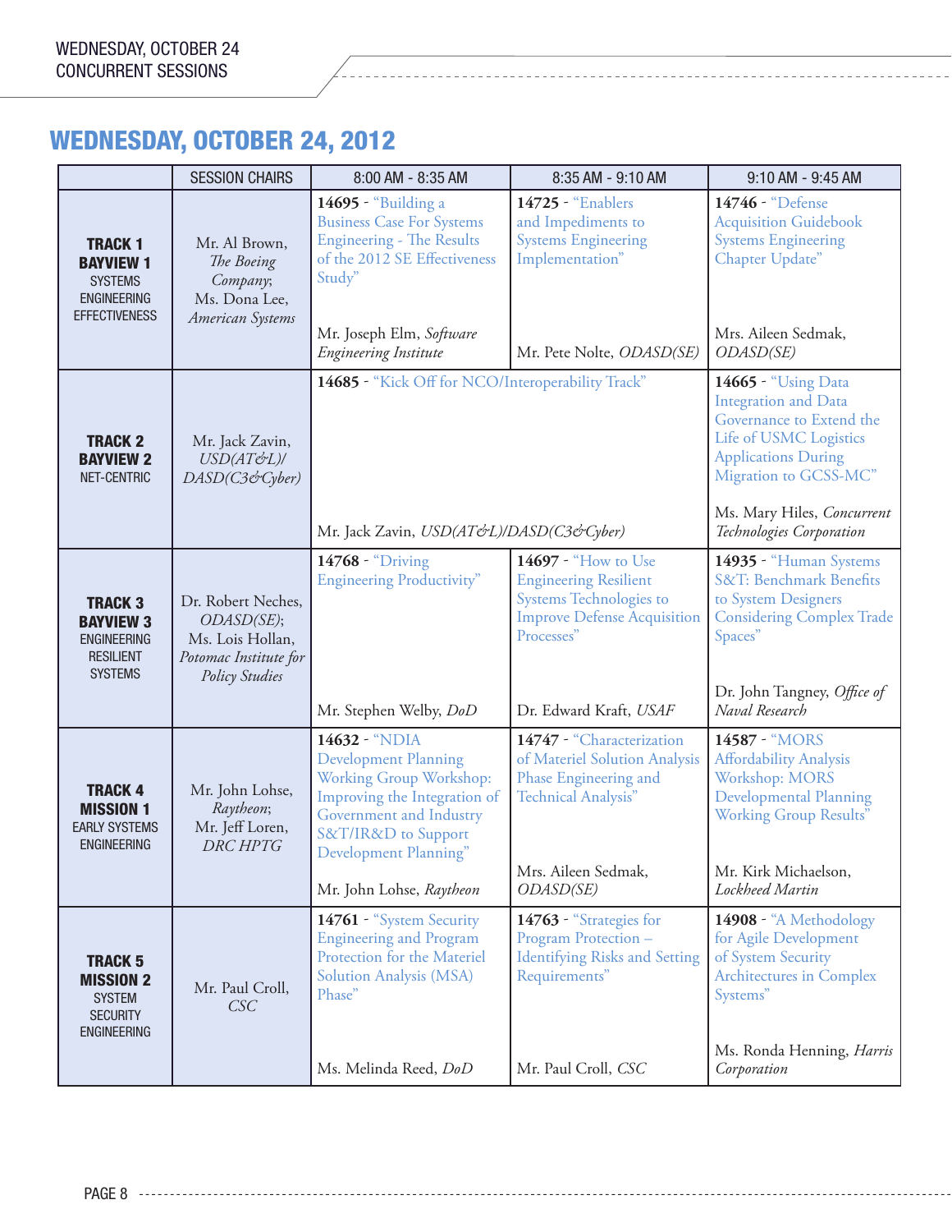# WEDNESDAY, OCTOBER 24, 2012

| | SESSION CHAIRS | 8:00 AM - 8:35 AM | 8:35 AM - 9:10 AM | 9:10 AM - 9:45 AM |
|---|---|---|---|---|
| **TRACK 1** **BAYVIEW 1** SYSTEMS ENGINEERING EFFECTIVENESS | Mr. Al Brown, *The Boeing Company*; Ms. Dona Lee, *American Systems* | **14695** - "Building a Business Case For Systems Engineering - The Results of the 2012 SE Effectiveness Study" Mr. Joseph Elm, *Software Engineering Institute* | **14725** - "Enablers and Impediments to Systems Engineering Implementation" Mr. Pete Nolte, *ODASD(SE)* | **14746** - "Defense Acquisition Guidebook Systems Engineering Chapter Update" Mrs. Aileen Sedmak, *ODASD(SE)* |
| **TRACK 2** **BAYVIEW 2** NET-CENTRIC | Mr. Jack Zavin, *USD(AT&L)/ DASD(C3&Cyber)* | **14685** - "Kick Off for NCO/Interoperability Track" Mr. Jack Zavin, *USD(AT&L)/DASD(C3&Cyber)* | | **14665** - "Using Data Integration and Data Governance to Extend the Life of USMC Logistics Applications During Migration to GCSS-MC" Ms. Mary Hiles, *Concurrent Technologies Corporation* |
| **TRACK 3** **BAYVIEW 3** ENGINEERING RESILIENT SYSTEMS | Dr. Robert Neches, *ODASD(SE)*; Ms. Lois Hollan, *Potomac Institute for Policy Studies* | **14768** - "Driving Engineering Productivity" Mr. Stephen Welby, *DoD* | **14697** - "How to Use Engineering Resilient Systems Technologies to Improve Defense Acquisition Processes" Dr. Edward Kraft, *USAF* | **14935** - "Human Systems S&T: Benchmark Benefits to System Designers Considering Complex Trade Spaces" Dr. John Tangney, *Office of Naval Research* |
| **TRACK 4** **MISSION 1** EARLY SYSTEMS ENGINEERING | Mr. John Lohse, *Raytheon*; Mr. Jeff Loren, *DRC HPTG* | **14632** - "NDIA Development Planning Working Group Workshop: Improving the Integration of Government and Industry S&T/IR&D to Support Development Planning" Mr. John Lohse, *Raytheon* | **14747** - "Characterization of Materiel Solution Analysis Phase Engineering and Technical Analysis" Mrs. Aileen Sedmak, *ODASD(SE)* | **14587** - "MORS Affordability Analysis Workshop: MORS Developmental Planning Working Group Results" Mr. Kirk Michaelson, *Lockheed Martin* |
| **TRACK 5** **MISSION 2** SYSTEM SECURITY ENGINEERING | Mr. Paul Croll, *CSC* | **14761** - "System Security Engineering and Program Protection for the Materiel Solution Analysis (MSA) Phase" Ms. Melinda Reed, *DoD* | **14763** - "Strategies for Program Protection – Identifying Risks and Setting Requirements" Mr. Paul Croll, *CSC* | **14908** - "A Methodology for Agile Development of System Security Architectures in Complex Systems" Ms. Ronda Henning, *Harris Corporation* |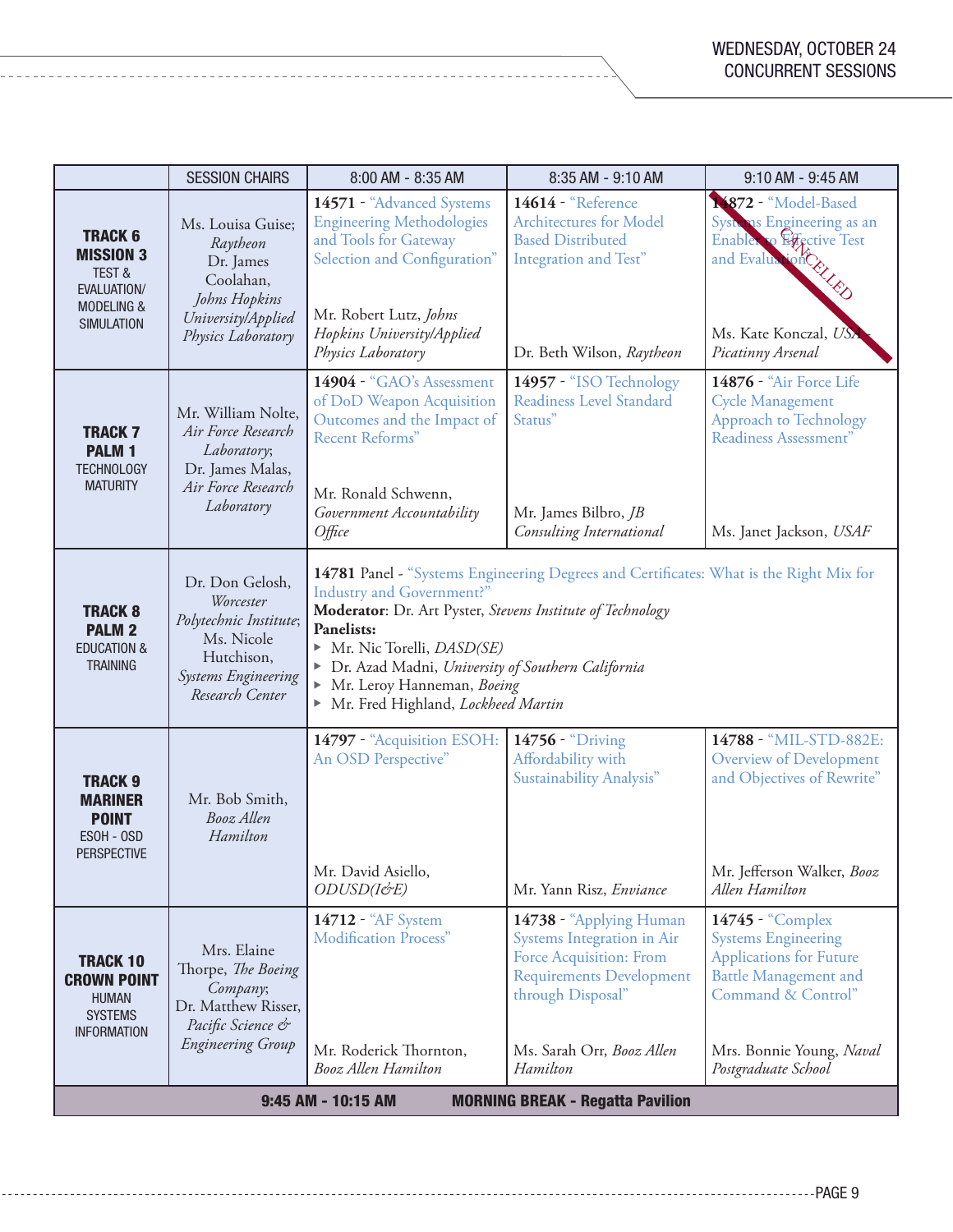WEDNESDAY, OCTOBER 24
CONCURRENT SESSIONS

| | SESSION CHAIRS | 8:00 AM - 8:35 AM | 8:35 AM - 9:10 AM | 9:10 AM - 9:45 AM |
|---|---|---|---|---|
| **TRACK 6 MISSION 3** TEST & EVALUATION/ MODELING & SIMULATION | Ms. Louisa Guise; *Raytheon* Dr. James Coolahan, *Johns Hopkins University/Applied Physics Laboratory* | **14571** - "Advanced Systems Engineering Methodologies and Tools for Gateway Selection and Configuration" Mr. Robert Lutz, *Johns Hopkins University/Applied Physics Laboratory* | **14614** - "Reference Architectures for Model Based Distributed Integration and Test" Dr. Beth Wilson, *Raytheon* | **14872** - "Model-Based Systems Engineering as an Enabler to Effective Test and Evaluation" CANCELLED Ms. Kate Konczal, *USA - Picatinny Arsenal* |
| **TRACK 7 PALM 1** TECHNOLOGY MATURITY | Mr. William Nolte, *Air Force Research Laboratory;* Dr. James Malas, *Air Force Research Laboratory* | **14904** - "GAO's Assessment of DoD Weapon Acquisition Outcomes and the Impact of Recent Reforms" Mr. Ronald Schwenn, *Government Accountability Office* | **14957** - "ISO Technology Readiness Level Standard Status" Mr. James Bilbro, *JB Consulting International* | **14876** - "Air Force Life Cycle Management Approach to Technology Readiness Assessment" Ms. Janet Jackson, *USAF* |
| **TRACK 8 PALM 2** EDUCATION & TRAINING | Dr. Don Gelosh, *Worcester Polytechnic Institute;* Ms. Nicole Hutchison, *Systems Engineering Research Center* | **14781** Panel - "Systems Engineering Degrees and Certificates: What is the Right Mix for Industry and Government?" **Moderator**: Dr. Art Pyster, *Stevens Institute of Technology* **Panelists:** ▸ Mr. Nic Torelli, *DASD(SE)* ▸ Dr. Azad Madni, *University of Southern California* ▸ Mr. Leroy Hanneman, *Boeing* ▸ Mr. Fred Highland, *Lockheed Martin* | | |
| **TRACK 9 MARINER POINT** ESOH - OSD PERSPECTIVE | Mr. Bob Smith, *Booz Allen Hamilton* | **14797** - "Acquisition ESOH: An OSD Perspective" Mr. David Asiello, *ODUSD(I&E)* | **14756** - "Driving Affordability with Sustainability Analysis" Mr. Yann Risz, *Enviance* | **14788** - "MIL-STD-882E: Overview of Development and Objectives of Rewrite" Mr. Jefferson Walker, *Booz Allen Hamilton* |
| **TRACK 10 CROWN POINT** HUMAN SYSTEMS INFORMATION | Mrs. Elaine Thorpe, *The Boeing Company;* Dr. Matthew Risser, *Pacific Science & Engineering Group* | **14712** - "AF System Modification Process" Mr. Roderick Thornton, *Booz Allen Hamilton* | **14738** - "Applying Human Systems Integration in Air Force Acquisition: From Requirements Development through Disposal" Ms. Sarah Orr, *Booz Allen Hamilton* | **14745** - "Complex Systems Engineering Applications for Future Battle Management and Command & Control" Mrs. Bonnie Young, *Naval Postgraduate School* |
| **9:45 AM - 10:15 AM** | **MORNING BREAK - Regatta Pavilion** | | | |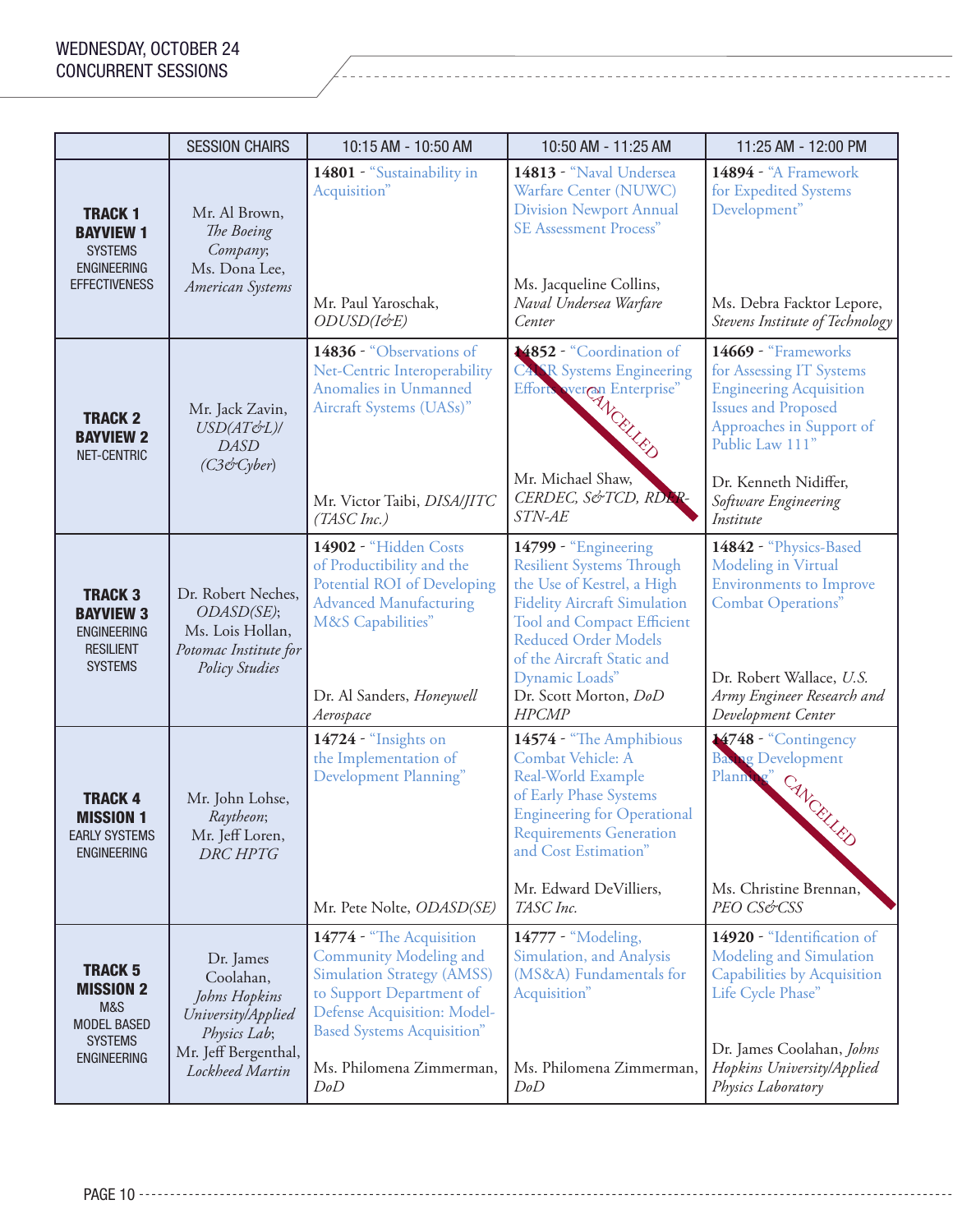# WEDNESDAY, OCTOBER 24
## CONCURRENT SESSIONS

| | SESSION CHAIRS | 10:15 AM - 10:50 AM | 10:50 AM - 11:25 AM | 11:25 AM - 12:00 PM |
|---|---|---|---|---|
| **TRACK 1 BAYVIEW 1** SYSTEMS ENGINEERING EFFECTIVENESS | Mr. Al Brown, *The Boeing Company*; Ms. Dona Lee, *American Systems* | **14801** - "Sustainability in Acquisition" Mr. Paul Yaroschak, *ODUSD(I&E)* | **14813** - "Naval Undersea Warfare Center (NUWC) Division Newport Annual SE Assessment Process" Ms. Jacqueline Collins, *Naval Undersea Warfare Center* | **14894** - "A Framework for Expedited Systems Development" Ms. Debra Facktor Lepore, *Stevens Institute of Technology* |
| **TRACK 2 BAYVIEW 2** NET-CENTRIC | Mr. Jack Zavin, *USD(AT&L)/ DASD (C3&Cyber)* | **14836** - "Observations of Net-Centric Interoperability Anomalies in Unmanned Aircraft Systems (UASs)" Mr. Victor Taibi, *DISA/JITC (TASC Inc.)* | **14852** - "Coordination of C4ISR Systems Engineering Efforts over an Enterprise" Mr. Michael Shaw, *CERDEC, S&TCD, RDER-STN-AE* CANCELLED | **14669** - "Frameworks for Assessing IT Systems Engineering Acquisition Issues and Proposed Approaches in Support of Public Law 111" Dr. Kenneth Nidiffer, *Software Engineering Institute* |
| **TRACK 3 BAYVIEW 3** ENGINEERING RESILIENT SYSTEMS | Dr. Robert Neches, *ODASD(SE)*; Ms. Lois Hollan, *Potomac Institute for Policy Studies* | **14902** - "Hidden Costs of Productibility and the Potential ROI of Developing Advanced Manufacturing M&S Capabilities" Dr. Al Sanders, *Honeywell Aerospace* | **14799** - "Engineering Resilient Systems Through the Use of Kestrel, a High Fidelity Aircraft Simulation Tool and Compact Efficient Reduced Order Models of the Aircraft Static and Dynamic Loads" Dr. Scott Morton, *DoD HPCMP* | **14842** - "Physics-Based Modeling in Virtual Environments to Improve Combat Operations" Dr. Robert Wallace, *U.S. Army Engineer Research and Development Center* |
| **TRACK 4 MISSION 1** EARLY SYSTEMS ENGINEERING | Mr. John Lohse, *Raytheon*; Mr. Jeff Loren, *DRC HPTG* | **14724** - "Insights on the Implementation of Development Planning" Mr. Pete Nolte, *ODASD(SE)* | **14574** - "The Amphibious Combat Vehicle: A Real-World Example of Early Phase Systems Engineering for Operational Requirements Generation and Cost Estimation" Mr. Edward DeVilliers, *TASC Inc.* | **14748** - "Contingency Basing Development Planning" Ms. Christine Brennan, *PEO CS&CSS* CANCELLED |
| **TRACK 5 MISSION 2** M&S MODEL BASED SYSTEMS ENGINEERING | Dr. James Coolahan, *Johns Hopkins University/Applied Physics Lab*; Mr. Jeff Bergenthal, *Lockheed Martin* | **14774** - "The Acquisition Community Modeling and Simulation Strategy (AMSS) to Support Department of Defense Acquisition: Model-Based Systems Acquisition" Ms. Philomena Zimmerman, *DoD* | **14777** - "Modeling, Simulation, and Analysis (MS&A) Fundamentals for Acquisition" Ms. Philomena Zimmerman, *DoD* | **14920** - "Identification of Modeling and Simulation Capabilities by Acquisition Life Cycle Phase" Dr. James Coolahan, *Johns Hopkins University/Applied Physics Laboratory* |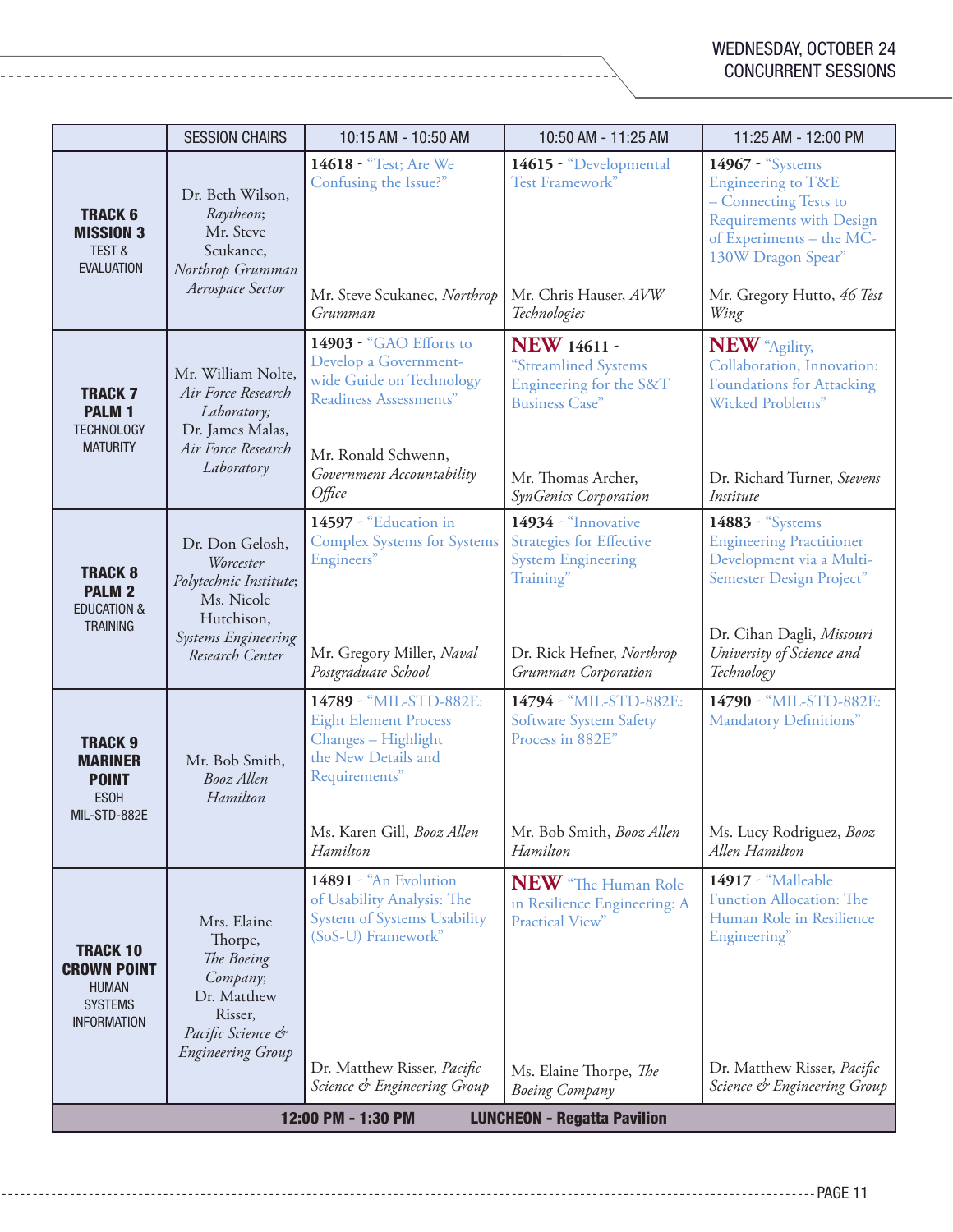# WEDNESDAY, OCTOBER 24
## CONCURRENT SESSIONS

| | SESSION CHAIRS | 10:15 AM - 10:50 AM | 10:50 AM - 11:25 AM | 11:25 AM - 12:00 PM |
|---|---|---|---|---|
| **TRACK 6 MISSION 3** TEST & EVALUATION | Dr. Beth Wilson, *Raytheon*; Mr. Steve Scukanec, *Northrop Grumman Aerospace Sector* | **14618** - "Test; Are We Confusing the Issue?" Mr. Steve Scukanec, *Northrop Grumman* | **14615** - "Developmental Test Framework" Mr. Chris Hauser, *AVW Technologies* | **14967** - "Systems Engineering to T&E – Connecting Tests to Requirements with Design of Experiments – the MC-130W Dragon Spear" Mr. Gregory Hutto, *46 Test Wing* |
| **TRACK 7 PALM 1** TECHNOLOGY MATURITY | Mr. William Nolte, *Air Force Research Laboratory*; Dr. James Malas, *Air Force Research Laboratory* | **14903** - "GAO Efforts to Develop a Government-wide Guide on Technology Readiness Assessments" Mr. Ronald Schwenn, *Government Accountability Office* | **NEW 14611** - "Streamlined Systems Engineering for the S&T Business Case" Mr. Thomas Archer, *SynGenics Corporation* | **NEW** "Agility, Collaboration, Innovation: Foundations for Attacking Wicked Problems" Dr. Richard Turner, *Stevens Institute* |
| **TRACK 8 PALM 2** EDUCATION & TRAINING | Dr. Don Gelosh, *Worcester Polytechnic Institute*; Ms. Nicole Hutchison, *Systems Engineering Research Center* | **14597** - "Education in Complex Systems for Systems Engineers" Mr. Gregory Miller, *Naval Postgraduate School* | **14934** - "Innovative Strategies for Effective System Engineering Training" Dr. Rick Hefner, *Northrop Grumman Corporation* | **14883** - "Systems Engineering Practitioner Development via a Multi-Semester Design Project" Dr. Cihan Dagli, *Missouri University of Science and Technology* |
| **TRACK 9 MARINER POINT** ESOH MIL-STD-882E | Mr. Bob Smith, *Booz Allen Hamilton* | **14789** - "MIL-STD-882E: Eight Element Process Changes – Highlight the New Details and Requirements" Ms. Karen Gill, *Booz Allen Hamilton* | **14794** - "MIL-STD-882E: Software System Safety Process in 882E" Mr. Bob Smith, *Booz Allen Hamilton* | **14790** - "MIL-STD-882E: Mandatory Definitions" Ms. Lucy Rodriguez, *Booz Allen Hamilton* |
| **TRACK 10 CROWN POINT** HUMAN SYSTEMS INFORMATION | Mrs. Elaine Thorpe, *The Boeing Company*; Dr. Matthew Risser, *Pacific Science & Engineering Group* | **14891** - "An Evolution of Usability Analysis: The System of Systems Usability (SoS-U) Framework" Dr. Matthew Risser, *Pacific Science & Engineering Group* | **NEW** "The Human Role in Resilience Engineering: A Practical View" Ms. Elaine Thorpe, *The Boeing Company* | **14917** - "Malleable Function Allocation: The Human Role in Resilience Engineering" Dr. Matthew Risser, *Pacific Science & Engineering Group* |

**12:00 PM - 1:30 PM LUNCHEON - Regatta Pavilion**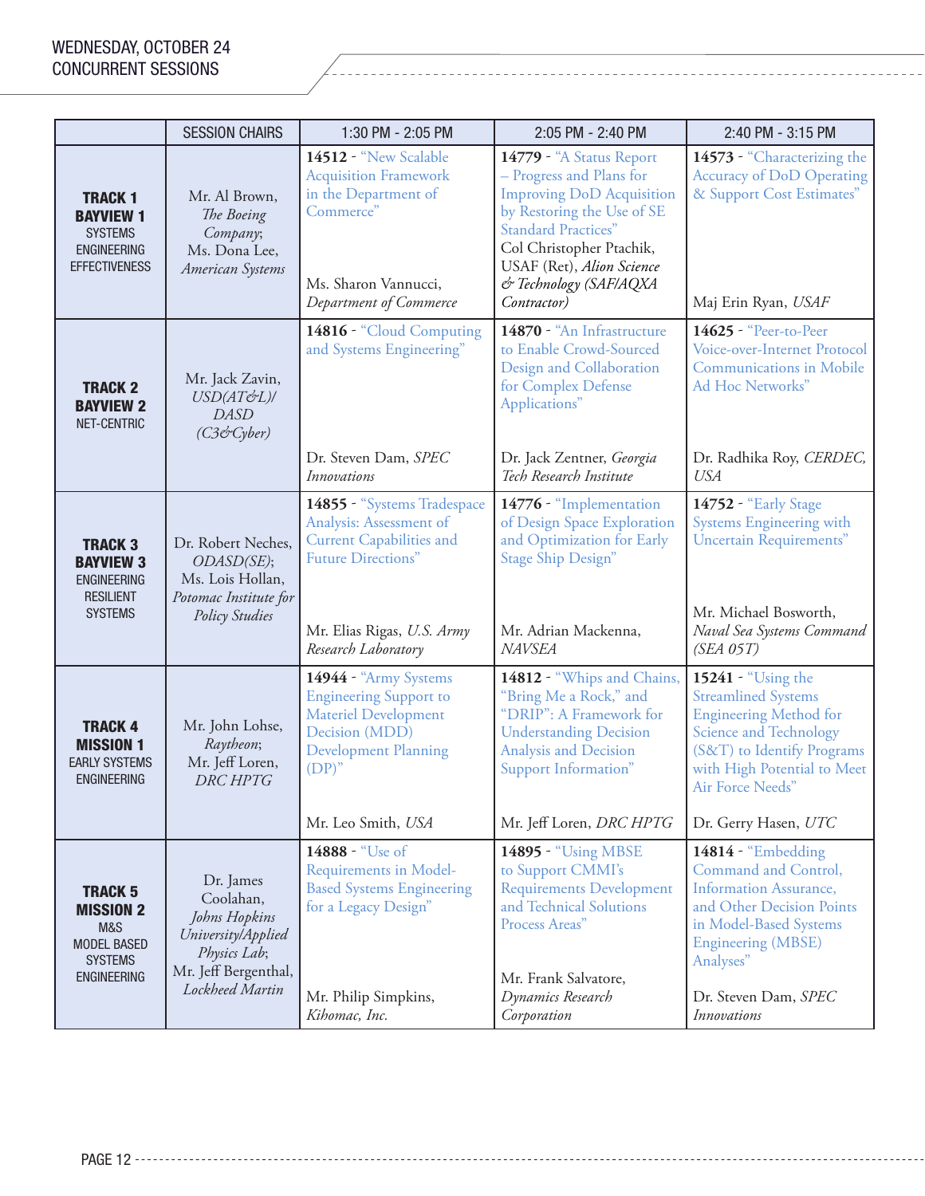## WEDNESDAY, OCTOBER 24
## CONCURRENT SESSIONS

| | SESSION CHAIRS | 1:30 PM - 2:05 PM | 2:05 PM - 2:40 PM | 2:40 PM - 3:15 PM |
|---|---|---|---|---|
| **TRACK 1 BAYVIEW 1** SYSTEMS ENGINEERING EFFECTIVENESS | Mr. Al Brown, *The Boeing Company*; Ms. Dona Lee, *American Systems* | **14512** - "New Scalable Acquisition Framework in the Department of Commerce" Ms. Sharon Vannucci, *Department of Commerce* | **14779** - "A Status Report – Progress and Plans for Improving DoD Acquisition by Restoring the Use of SE Standard Practices" Col Christopher Ptachik, USAF (Ret), *Alion Science & Technology (SAF/AQXA Contractor)* | **14573** - "Characterizing the Accuracy of DoD Operating & Support Cost Estimates" Maj Erin Ryan, *USAF* |
| **TRACK 2 BAYVIEW 2** NET-CENTRIC | Mr. Jack Zavin, *USD(AT&L)/DASD (C3&Cyber)* | **14816** - "Cloud Computing and Systems Engineering" Dr. Steven Dam, *SPEC Innovations* | **14870** - "An Infrastructure to Enable Crowd-Sourced Design and Collaboration for Complex Defense Applications" Dr. Jack Zentner, *Georgia Tech Research Institute* | **14625** - "Peer-to-Peer Voice-over-Internet Protocol Communications in Mobile Ad Hoc Networks" Dr. Radhika Roy, *CERDEC, USA* |
| **TRACK 3 BAYVIEW 3** ENGINEERING RESILIENT SYSTEMS | Dr. Robert Neches, *ODASD(SE)*; Ms. Lois Hollan, *Potomac Institute for Policy Studies* | **14855** - "Systems Tradespace Analysis: Assessment of Current Capabilities and Future Directions" Mr. Elias Rigas, *U.S. Army Research Laboratory* | **14776** - "Implementation of Design Space Exploration and Optimization for Early Stage Ship Design" Mr. Adrian Mackenna, *NAVSEA* | **14752** - "Early Stage Systems Engineering with Uncertain Requirements" Mr. Michael Bosworth, *Naval Sea Systems Command (SEA 05T)* |
| **TRACK 4 MISSION 1** EARLY SYSTEMS ENGINEERING | Mr. John Lohse, *Raytheon*; Mr. Jeff Loren, *DRC HPTG* | **14944** - "Army Systems Engineering Support to Materiel Development Decision (MDD) Development Planning (DP)" Mr. Leo Smith, *USA* | **14812** - "Whips and Chains, "Bring Me a Rock," and "DRIP": A Framework for Understanding Decision Analysis and Decision Support Information" Mr. Jeff Loren, *DRC HPTG* | **15241** - "Using the Streamlined Systems Engineering Method for Science and Technology (S&T) to Identify Programs with High Potential to Meet Air Force Needs" Dr. Gerry Hasen, *UTC* |
| **TRACK 5 MISSION 2** M&S MODEL BASED SYSTEMS ENGINEERING | Dr. James Coolahan, *Johns Hopkins University/Applied Physics Lab*; Mr. Jeff Bergenthal, *Lockheed Martin* | **14888** - "Use of Requirements in Model-Based Systems Engineering for a Legacy Design" Mr. Philip Simpkins, *Kihomac, Inc.* | **14895** - "Using MBSE to Support CMMI's Requirements Development and Technical Solutions Process Areas" Mr. Frank Salvatore, *Dynamics Research Corporation* | **14814** - "Embedding Command and Control, Information Assurance, and Other Decision Points in Model-Based Systems Engineering (MBSE) Analyses" Dr. Steven Dam, *SPEC Innovations* |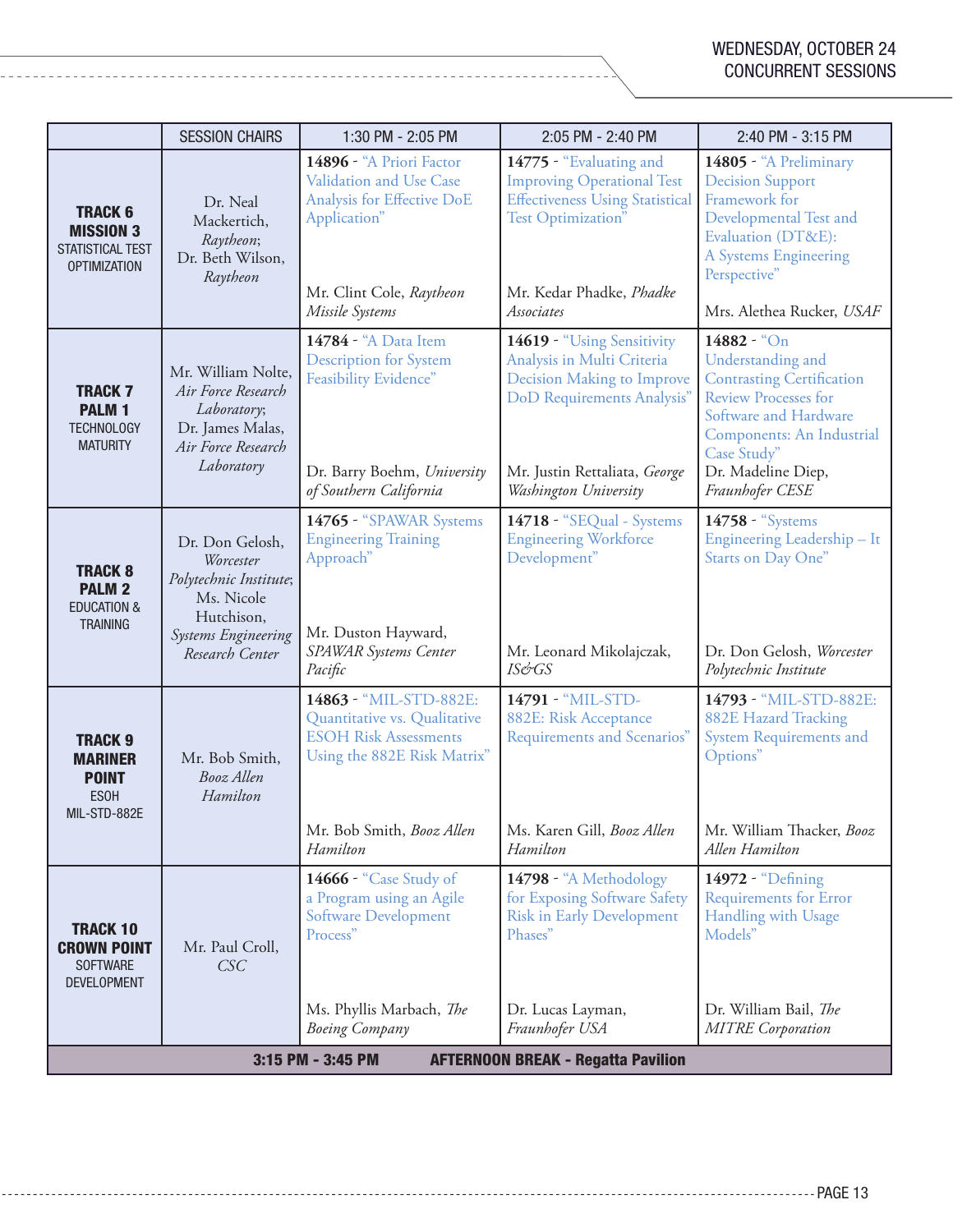## WEDNESDAY, OCTOBER 24
## CONCURRENT SESSIONS

| | SESSION CHAIRS | 1:30 PM - 2:05 PM | 2:05 PM - 2:40 PM | 2:40 PM - 3:15 PM |
|---|---|---|---|---|
| **TRACK 6 MISSION 3** STATISTICAL TEST OPTIMIZATION | Dr. Neal Mackertich, *Raytheon*; Dr. Beth Wilson, *Raytheon* | **14896** - "A Priori Factor Validation and Use Case Analysis for Effective DoE Application" Mr. Clint Cole, *Raytheon Missile Systems* | **14775** - "Evaluating and Improving Operational Test Effectiveness Using Statistical Test Optimization" Mr. Kedar Phadke, *Phadke Associates* | **14805** - "A Preliminary Decision Support Framework for Developmental Test and Evaluation (DT&E): A Systems Engineering Perspective" Mrs. Alethea Rucker, *USAF* |
| **TRACK 7 PALM 1** TECHNOLOGY MATURITY | Mr. William Nolte, *Air Force Research Laboratory*; Dr. James Malas, *Air Force Research Laboratory* | **14784** - "A Data Item Description for System Feasibility Evidence" Dr. Barry Boehm, *University of Southern California* | **14619** - "Using Sensitivity Analysis in Multi Criteria Decision Making to Improve DoD Requirements Analysis" Mr. Justin Rettaliata, *George Washington University* | **14882** - "On Understanding and Contrasting Certification Review Processes for Software and Hardware Components: An Industrial Case Study" Dr. Madeline Diep, *Fraunhofer CESE* |
| **TRACK 8 PALM 2** EDUCATION & TRAINING | Dr. Don Gelosh, *Worcester Polytechnic Institute*; Ms. Nicole Hutchison, *Systems Engineering Research Center* | **14765** - "SPAWAR Systems Engineering Training Approach" Mr. Duston Hayward, *SPAWAR Systems Center Pacific* | **14718** - "SEQual - Systems Engineering Workforce Development" Mr. Leonard Mikolajczak, *IS&GS* | **14758** - "Systems Engineering Leadership – It Starts on Day One" Dr. Don Gelosh, *Worcester Polytechnic Institute* |
| **TRACK 9 MARINER POINT** ESOH MIL-STD-882E | Mr. Bob Smith, *Booz Allen Hamilton* | **14863** - "MIL-STD-882E: Quantitative vs. Qualitative ESOH Risk Assessments Using the 882E Risk Matrix" Mr. Bob Smith, *Booz Allen Hamilton* | **14791** - "MIL-STD-882E: Risk Acceptance Requirements and Scenarios" Ms. Karen Gill, *Booz Allen Hamilton* | **14793** - "MIL-STD-882E: 882E Hazard Tracking System Requirements and Options" Mr. William Thacker, *Booz Allen Hamilton* |
| **TRACK 10 CROWN POINT** SOFTWARE DEVELOPMENT | Mr. Paul Croll, *CSC* | **14666** - "Case Study of a Program using an Agile Software Development Process" Ms. Phyllis Marbach, *The Boeing Company* | **14798** - "A Methodology for Exposing Software Safety Risk in Early Development Phases" Dr. Lucas Layman, *Fraunhofer USA* | **14972** - "Defining Requirements for Error Handling with Usage Models" Dr. William Bail, *The MITRE Corporation* |
| **3:15 PM - 3:45 PM** | **AFTERNOON BREAK - Regatta Pavilion** | | | |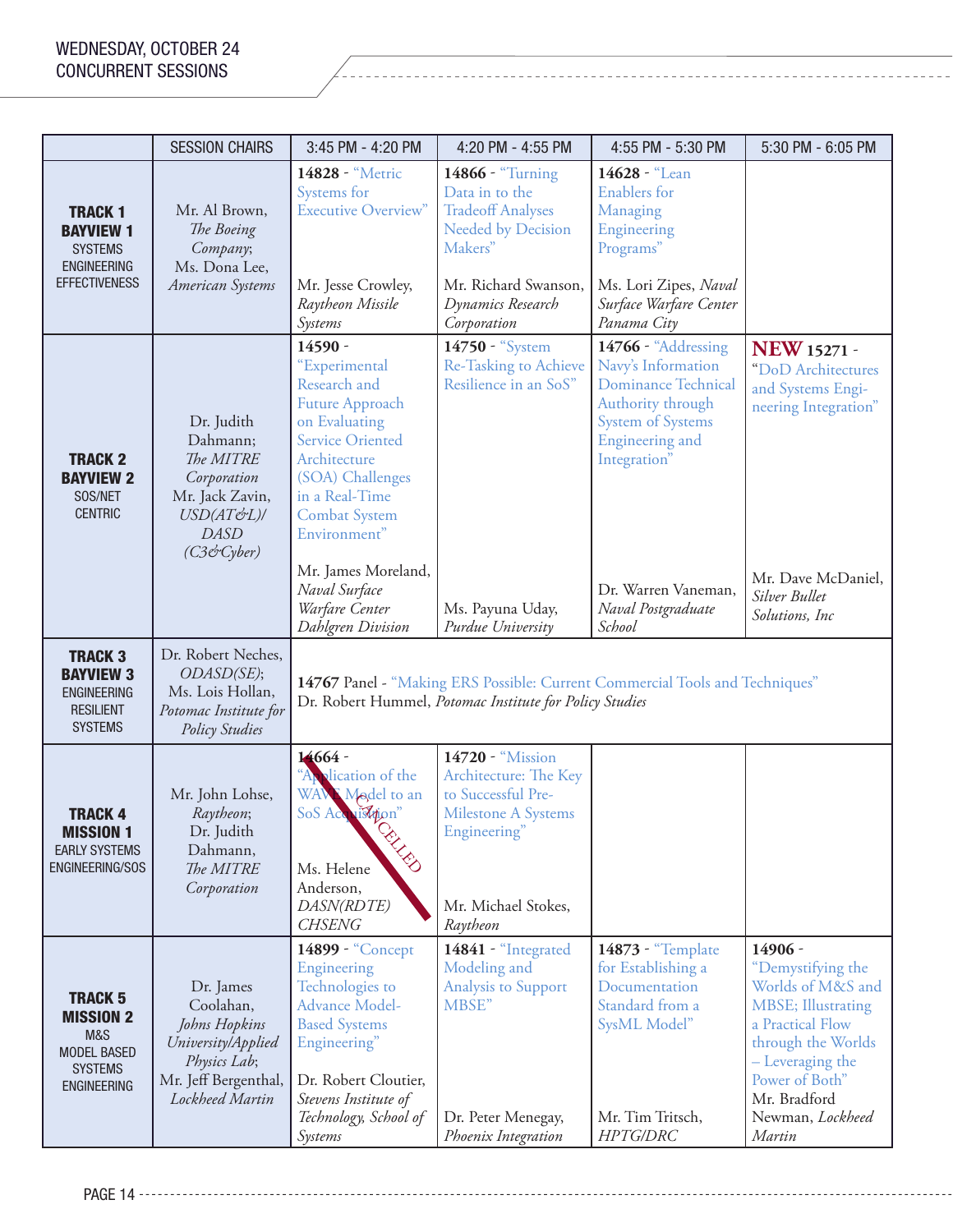WEDNESDAY, OCTOBER 24
CONCURRENT SESSIONS

| | SESSION CHAIRS | 3:45 PM - 4:20 PM | 4:20 PM - 4:55 PM | 4:55 PM - 5:30 PM | 5:30 PM - 6:05 PM |
|---|---|---|---|---|---|
| **TRACK 1 BAYVIEW 1** SYSTEMS ENGINEERING EFFECTIVENESS | Mr. Al Brown, *The Boeing Company*; Ms. Dona Lee, *American Systems* | **14828** - "Metric Systems for Executive Overview" Mr. Jesse Crowley, *Raytheon Missile Systems* | **14866** - "Turning Data in to the Tradeoff Analyses Needed by Decision Makers" Mr. Richard Swanson, *Dynamics Research Corporation* | **14628** - "Lean Enablers for Managing Engineering Programs" Ms. Lori Zipes, *Naval Surface Warfare Center Panama City* | |
| **TRACK 2 BAYVIEW 2** SOS/NET CENTRIC | Dr. Judith Dahmann; *The MITRE Corporation* Mr. Jack Zavin, *USD(AT&L)/ DASD (C3&Cyber)* | **14590** - "Experimental Research and Future Approach on Evaluating Service Oriented Architecture (SOA) Challenges in a Real-Time Combat System Environment" Mr. James Moreland, *Naval Surface Warfare Center Dahlgren Division* | **14750** - "System Re-Tasking to Achieve Resilience in an SoS" Ms. Payuna Uday, *Purdue University* | **14766** - "Addressing Navy's Information Dominance Technical Authority through System of Systems Engineering and Integration" Dr. Warren Vaneman, *Naval Postgraduate School* | **NEW** 15271 - "DoD Architectures and Systems Engineering Integration" Mr. Dave McDaniel, *Silver Bullet Solutions, Inc* |
| **TRACK 3 BAYVIEW 3** ENGINEERING RESILIENT SYSTEMS | Dr. Robert Neches, *ODASD(SE)*; Ms. Lois Hollan, *Potomac Institute for Policy Studies* | **14767** Panel - "Making ERS Possible: Current Commercial Tools and Techniques" Dr. Robert Hummel, *Potomac Institute for Policy Studies* | | | |
| **TRACK 4 MISSION 1** EARLY SYSTEMS ENGINEERING/SOS | Mr. John Lohse, *Raytheon*; Dr. Judith Dahmann, *The MITRE Corporation* | ~~**14664** - "Application of the WAVE Model to an SoS Acquisition" Ms. Helene Anderson, *DASN(RDTE) CHSENG*~~ CANCELLED | **14720** - "Mission Architecture: The Key to Successful Pre-Milestone A Systems Engineering" Mr. Michael Stokes, *Raytheon* | | |
| **TRACK 5 MISSION 2** M&S MODEL BASED SYSTEMS ENGINEERING | Dr. James Coolahan, *Johns Hopkins University/Applied Physics Lab*; Mr. Jeff Bergenthal, *Lockheed Martin* | **14899** - "Concept Engineering Technologies to Advance Model-Based Systems Engineering" Dr. Robert Cloutier, *Stevens Institute of Technology, School of Systems* | **14841** - "Integrated Modeling and Analysis to Support MBSE" Dr. Peter Menegay, *Phoenix Integration* | **14873** - "Template for Establishing a Documentation Standard from a SysML Model" Mr. Tim Tritsch, *HPTG/DRC* | **14906** - "Demystifying the Worlds of M&S and MBSE; Illustrating a Practical Flow through the Worlds – Leveraging the Power of Both" Mr. Bradford Newman, *Lockheed Martin* |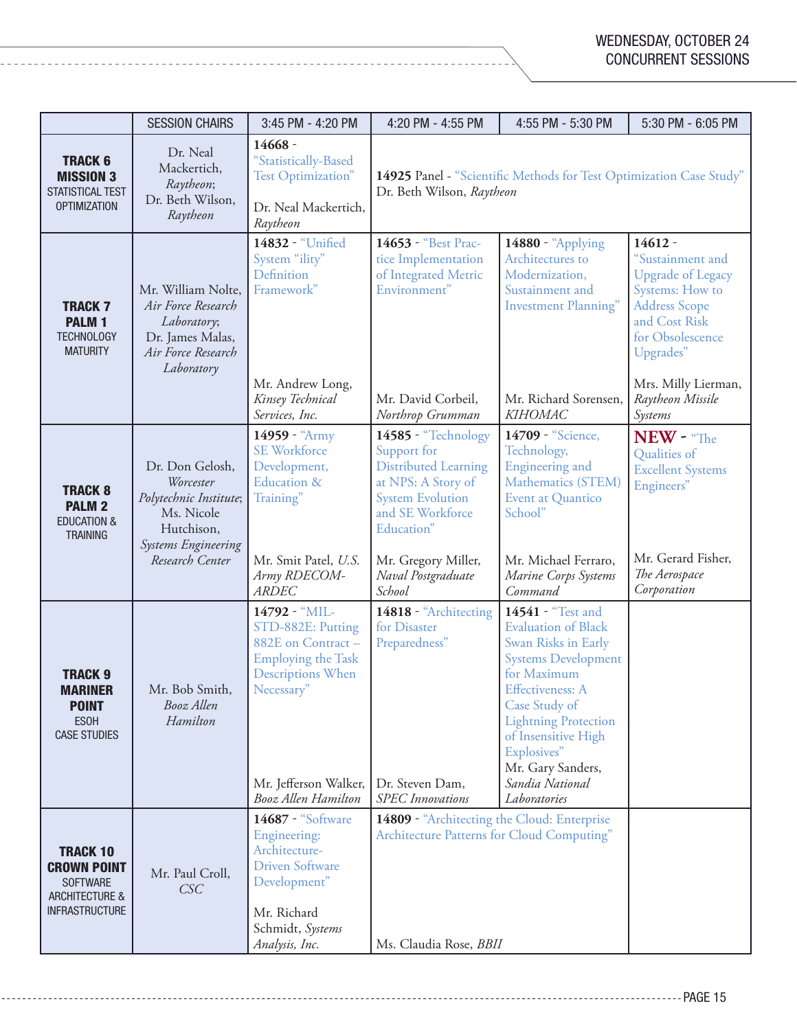## WEDNESDAY, OCTOBER 24
## CONCURRENT SESSIONS

| | SESSION CHAIRS | 3:45 PM - 4:20 PM | 4:20 PM - 4:55 PM | 4:55 PM - 5:30 PM | 5:30 PM - 6:05 PM |
|---|---|---|---|---|---|
| **TRACK 6 MISSION 3** STATISTICAL TEST OPTIMIZATION | Dr. Neal Mackertich, *Raytheon*; Dr. Beth Wilson, *Raytheon* | **14668** - "Statistically-Based Test Optimization" Dr. Neal Mackertich, *Raytheon* | **14925** Panel - "Scientific Methods for Test Optimization Case Study" Dr. Beth Wilson, *Raytheon* | | |
| **TRACK 7 PALM 1** TECHNOLOGY MATURITY | Mr. William Nolte, *Air Force Research Laboratory*; Dr. James Malas, *Air Force Research Laboratory* | **14832** - "Unified System "ility" Definition Framework" Mr. Andrew Long, *Kinsey Technical Services, Inc.* | **14653** - "Best Practice Implementation of Integrated Metric Environment" Mr. David Corbeil, *Northrop Grumman* | **14880** - "Applying Architectures to Modernization, Sustainment and Investment Planning" Mr. Richard Sorensen, *KIHOMAC* | **14612** - "Sustainment and Upgrade of Legacy Systems: How to Address Scope and Cost Risk for Obsolescence Upgrades" Mrs. Milly Lierman, *Raytheon Missile Systems* |
| **TRACK 8 PALM 2** EDUCATION & TRAINING | Dr. Don Gelosh, *Worcester Polytechnic Institute*; Ms. Nicole Hutchison, *Systems Engineering Research Center* | **14959** - "Army SE Workforce Development, Education & Training" Mr. Smit Patel, *U.S. Army RDECOM-ARDEC* | **14585** - "Technology Support for Distributed Learning at NPS: A Story of System Evolution and SE Workforce Education" Mr. Gregory Miller, *Naval Postgraduate School* | **14709** - "Science, Technology, Engineering and Mathematics (STEM) Event at Quantico School" Mr. Michael Ferraro, *Marine Corps Systems Command* | **NEW** - "The Qualities of Excellent Systems Engineers" Mr. Gerard Fisher, *The Aerospace Corporation* |
| **TRACK 9 MARINER POINT** ESOH CASE STUDIES | Mr. Bob Smith, *Booz Allen Hamilton* | **14792** - "MIL-STD-882E: Putting 882E on Contract – Employing the Task Descriptions When Necessary" Mr. Jefferson Walker, *Booz Allen Hamilton* | **14818** - "Architecting for Disaster Preparedness" Dr. Steven Dam, *SPEC Innovations* | **14541** - "Test and Evaluation of Black Swan Risks in Early Systems Development for Maximum Effectiveness: A Case Study of Lightning Protection of Insensitive High Explosives" Mr. Gary Sanders, *Sandia National Laboratories* | |
| **TRACK 10 CROWN POINT** SOFTWARE ARCHITECTURE & INFRASTRUCTURE | Mr. Paul Croll, *CSC* | **14687** - "Software Engineering: Architecture-Driven Software Development" Mr. Richard Schmidt, *Systems Analysis, Inc.* | **14809** - "Architecting the Cloud: Enterprise Architecture Patterns for Cloud Computing" Ms. Claudia Rose, *BBII* | | |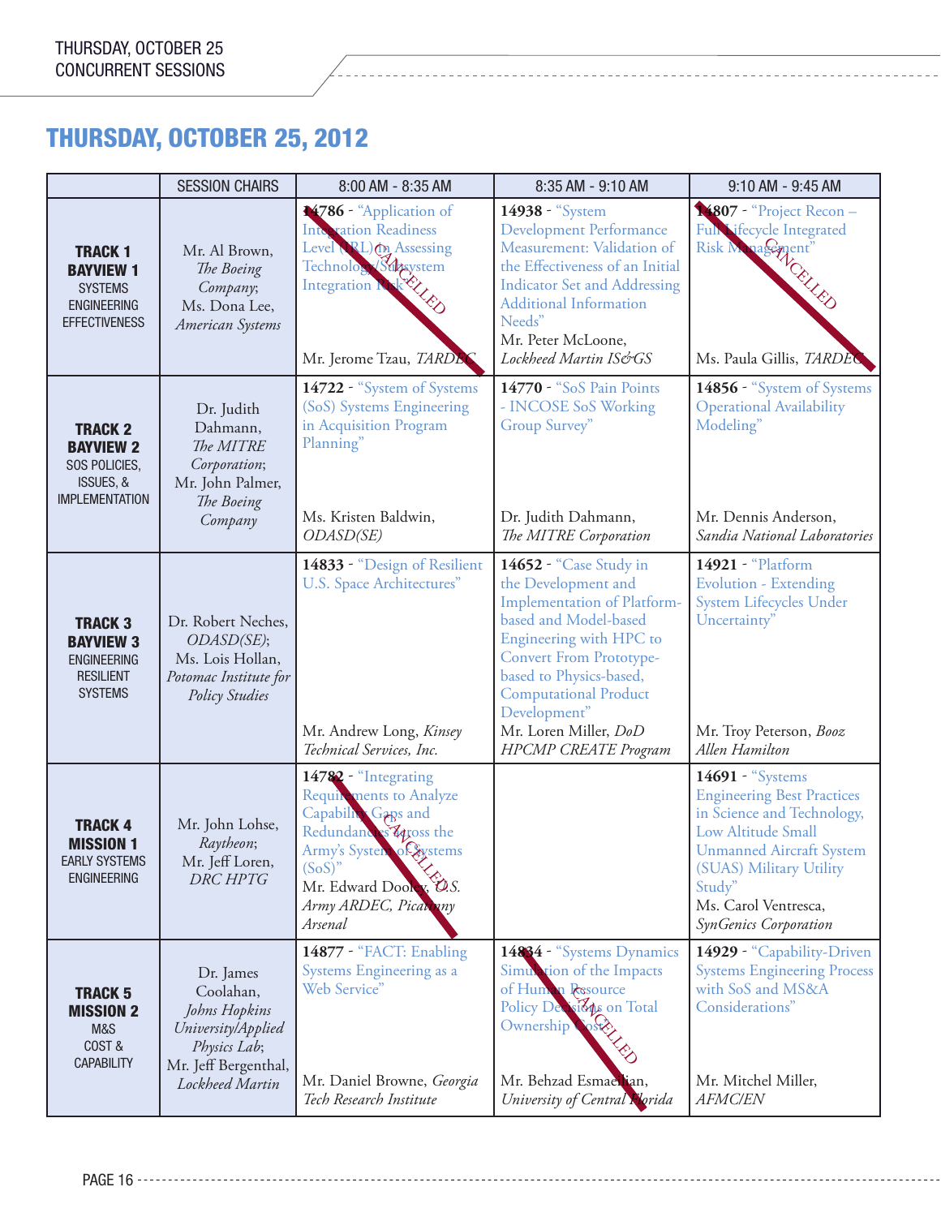## THURSDAY, OCTOBER 25, 2012

| | SESSION CHAIRS | 8:00 AM - 8:35 AM | 8:35 AM - 9:10 AM | 9:10 AM - 9:45 AM |
|---|---|---|---|---|
| **TRACK 1 BAYVIEW 1** SYSTEMS ENGINEERING EFFECTIVENESS | Mr. Al Brown, *The Boeing Company*; Ms. Dona Lee, *American Systems* | **14786** - "Application of Integration Readiness Level (IRL) in Assessing Technology/Subsystem Integration Risk" Mr. Jerome Tzau, *TARDEC* — CANCELLED | **14938** - "System Development Performance Measurement: Validation of the Effectiveness of an Initial Indicator Set and Addressing Additional Information Needs" Mr. Peter McLoone, *Lockheed Martin IS&GS* | **14807** - "Project Recon – Full Lifecycle Integrated Risk Management" Ms. Paula Gillis, *TARDEC* — CANCELLED |
| **TRACK 2 BAYVIEW 2** SOS POLICIES, ISSUES, & IMPLEMENTATION | Dr. Judith Dahmann, *The MITRE Corporation*; Mr. John Palmer, *The Boeing Company* | **14722** - "System of Systems (SoS) Systems Engineering in Acquisition Program Planning" Ms. Kristen Baldwin, *ODASD(SE)* | **14770** - "SoS Pain Points - INCOSE SoS Working Group Survey" Dr. Judith Dahmann, *The MITRE Corporation* | **14856** - "System of Systems Operational Availability Modeling" Mr. Dennis Anderson, *Sandia National Laboratories* |
| **TRACK 3 BAYVIEW 3** ENGINEERING RESILIENT SYSTEMS | Dr. Robert Neches, *ODASD(SE)*; Ms. Lois Hollan, *Potomac Institute for Policy Studies* | **14833** - "Design of Resilient U.S. Space Architectures" Mr. Andrew Long, *Kinsey Technical Services, Inc.* | **14652** - "Case Study in the Development and Implementation of Platform-based and Model-based Engineering with HPC to Convert From Prototype-based to Physics-based, Computational Product Development" Mr. Loren Miller, *DoD HPCMP CREATE Program* | **14921** - "Platform Evolution - Extending System Lifecycles Under Uncertainty" Mr. Troy Peterson, *Booz Allen Hamilton* |
| **TRACK 4 MISSION 1** EARLY SYSTEMS ENGINEERING | Mr. John Lohse, *Raytheon*; Mr. Jeff Loren, *DRC HPTG* | **14782** - "Integrating Requirements to Analyze Capability Gaps and Redundancies across the Army's System of Systems (SoS)" Mr. Edward Dooley, *U.S. Army ARDEC, Picatinny Arsenal* — CANCELLED | | **14691** - "Systems Engineering Best Practices in Science and Technology, Low Altitude Small Unmanned Aircraft System (SUAS) Military Utility Study" Ms. Carol Ventresca, *SynGenics Corporation* |
| **TRACK 5 MISSION 2** M&S COST & CAPABILITY | Dr. James Coolahan, *Johns Hopkins University/Applied Physics Lab*; Mr. Jeff Bergenthal, *Lockheed Martin* | **14877** - "FACT: Enabling Systems Engineering as a Web Service" Mr. Daniel Browne, *Georgia Tech Research Institute* | **14834** - "Systems Dynamics Simulation of the Impacts of Human Resource Policy Decisions on Total Ownership Cost" Mr. Behzad Esmaeilian, *University of Central Florida* — CANCELLED | **14929** - "Capability-Driven Systems Engineering Process with SoS and MS&A Considerations" Mr. Mitchel Miller, *AFMC/EN* |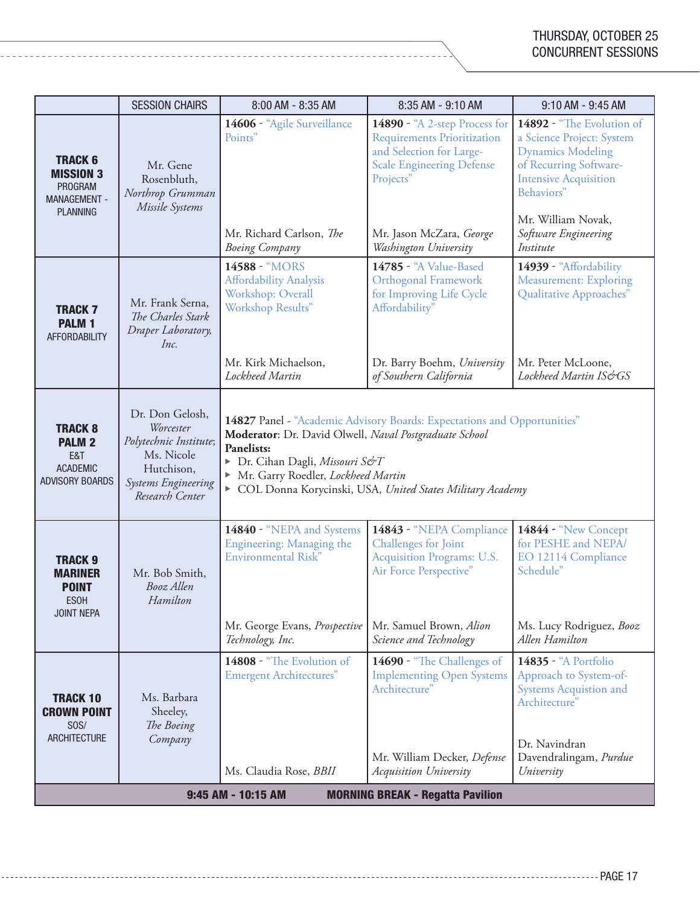## THURSDAY, OCTOBER 25
## CONCURRENT SESSIONS

| | SESSION CHAIRS | 8:00 AM - 8:35 AM | 8:35 AM - 9:10 AM | 9:10 AM - 9:45 AM |
|---|---|---|---|---|
| **TRACK 6** **MISSION 3** PROGRAM MANAGEMENT - PLANNING | Mr. Gene Rosenbluth, *Northrop Grumman Missile Systems* | **14606** - "Agile Surveillance Points" Mr. Richard Carlson, *The Boeing Company* | **14890** - "A 2-step Process for Requirements Prioritization and Selection for Large-Scale Engineering Defense Projects" Mr. Jason McZara, *George Washington University* | **14892** - "The Evolution of a Science Project: System Dynamics Modeling of Recurring Software-Intensive Acquisition Behaviors" Mr. William Novak, *Software Engineering Institute* |
| **TRACK 7** **PALM 1** AFFORDABILITY | Mr. Frank Serna, *The Charles Stark Draper Laboratory, Inc.* | **14588** - "MORS Affordability Analysis Workshop: Overall Workshop Results" Mr. Kirk Michaelson, *Lockheed Martin* | **14785** - "A Value-Based Orthogonal Framework for Improving Life Cycle Affordability" Dr. Barry Boehm, *University of Southern California* | **14939** - "Affordability Measurement: Exploring Qualitative Approaches" Mr. Peter McLoone, *Lockheed Martin IS&GS* |
| **TRACK 8** **PALM 2** E&T ACADEMIC ADVISORY BOARDS | Dr. Don Gelosh, *Worcester Polytechnic Institute*; Ms. Nicole Hutchison, *Systems Engineering Research Center* | **14827** Panel - "Academic Advisory Boards: Expectations and Opportunities" **Moderator**: Dr. David Olwell, *Naval Postgraduate School* **Panelists:** ▸ Dr. Cihan Dagli, *Missouri S&T* ▸ Mr. Garry Roedler, *Lockheed Martin* ▸ COL Donna Korycinski, USA, *United States Military Academy* | | |
| **TRACK 9** **MARINER POINT** ESOH JOINT NEPA | Mr. Bob Smith, *Booz Allen Hamilton* | **14840** - "NEPA and Systems Engineering: Managing the Environmental Risk" Mr. George Evans, *Prospective Technology, Inc.* | **14843** - "NEPA Compliance Challenges for Joint Acquisition Programs: U.S. Air Force Perspective" Mr. Samuel Brown, *Alion Science and Technology* | **14844** - "New Concept for PESHE and NEPA/ EO 12114 Compliance Schedule" Ms. Lucy Rodriguez, *Booz Allen Hamilton* |
| **TRACK 10** **CROWN POINT** SOS/ ARCHITECTURE | Ms. Barbara Sheeley, *The Boeing Company* | **14808** - "The Evolution of Emergent Architectures" Ms. Claudia Rose, *BBII* | **14690** - "The Challenges of Implementing Open Systems Architecture" Mr. William Decker, *Defense Acquisition University* | **14835** - "A Portfolio Approach to System-of-Systems Acquistion and Architecture" Dr. Navindran Davendralingam, *Purdue University* |
| **9:45 AM - 10:15 AM** | | **MORNING BREAK - Regatta Pavilion** | | |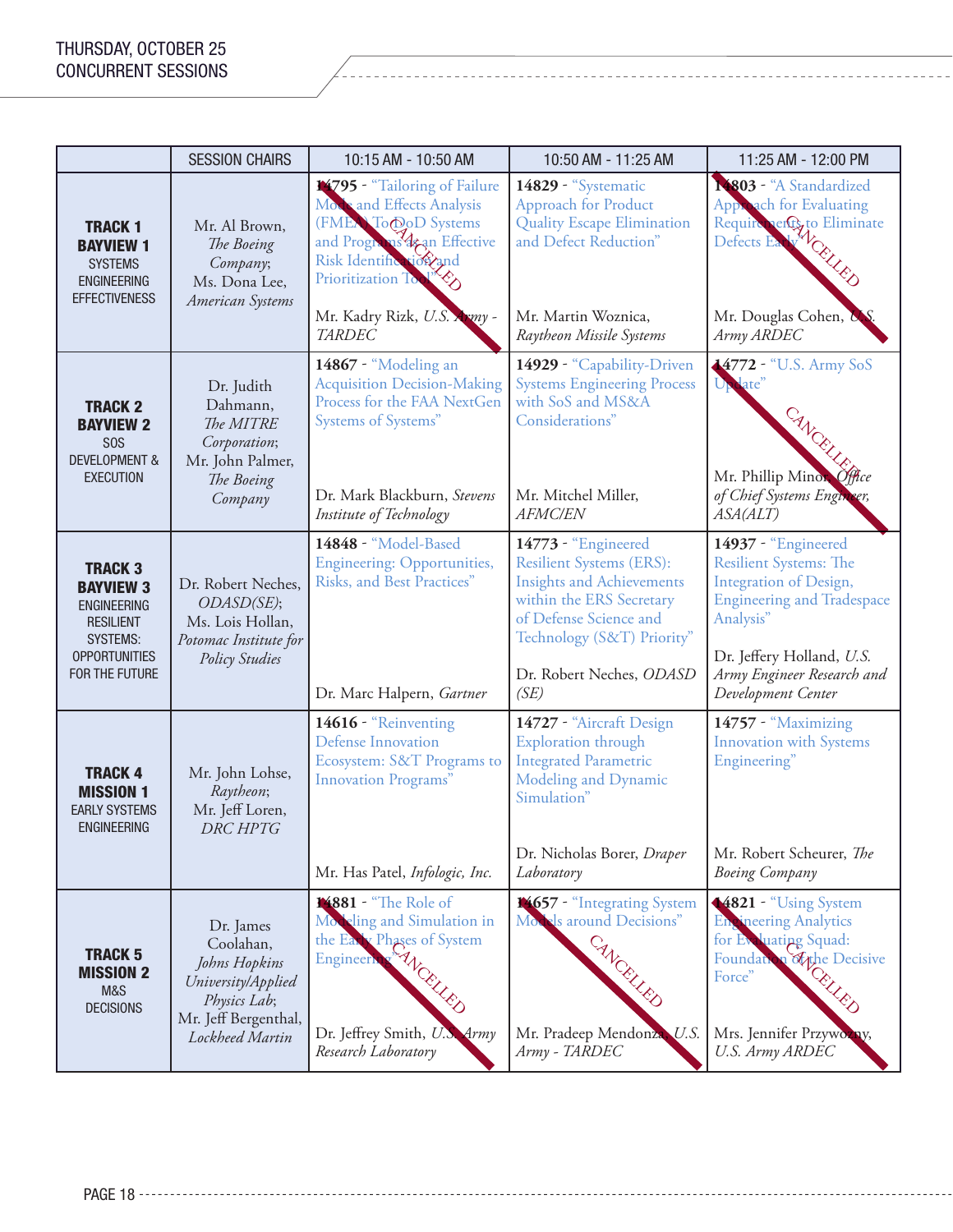THURSDAY, OCTOBER 25
CONCURRENT SESSIONS

| | SESSION CHAIRS | 10:15 AM - 10:50 AM | 10:50 AM - 11:25 AM | 11:25 AM - 12:00 PM |
|---|---|---|---|---|
| **TRACK 1 BAYVIEW 1** SYSTEMS ENGINEERING EFFECTIVENESS | Mr. Al Brown, *The Boeing Company*; Ms. Dona Lee, *American Systems* | **14795** - "Tailoring of Failure Mode and Effects Analysis (FMEA) To DoD Systems and Programs as an Effective Risk Identification and Prioritization Tool" CANCELLED Mr. Kadry Rizk, *U.S. Army - TARDEC* | **14829** - "Systematic Approach for Product Quality Escape Elimination and Defect Reduction" Mr. Martin Woznica, *Raytheon Missile Systems* | **14803** - "A Standardized Approach for Evaluating Requirements to Eliminate Defects Early" CANCELLED Mr. Douglas Cohen, *U.S. Army ARDEC* |
| **TRACK 2 BAYVIEW 2** SOS DEVELOPMENT & EXECUTION | Dr. Judith Dahmann, *The MITRE Corporation*; Mr. John Palmer, *The Boeing Company* | **14867** - "Modeling an Acquisition Decision-Making Process for the FAA NextGen Systems of Systems" Dr. Mark Blackburn, *Stevens Institute of Technology* | **14929** - "Capability-Driven Systems Engineering Process with SoS and MS&A Considerations" Mr. Mitchel Miller, *AFMC/EN* | **14772** - "U.S. Army SoS Update" CANCELLED Mr. Phillip Minor, *Office of Chief Systems Engineer, ASA(ALT)* |
| **TRACK 3 BAYVIEW 3** ENGINEERING RESILIENT SYSTEMS: OPPORTUNITIES FOR THE FUTURE | Dr. Robert Neches, *ODASD(SE)*; Ms. Lois Hollan, *Potomac Institute for Policy Studies* | **14848** - "Model-Based Engineering: Opportunities, Risks, and Best Practices" Dr. Marc Halpern, *Gartner* | **14773** - "Engineered Resilient Systems (ERS): Insights and Achievements within the ERS Secretary of Defense Science and Technology (S&T) Priority" Dr. Robert Neches, *ODASD (SE)* | **14937** - "Engineered Resilient Systems: The Integration of Design, Engineering and Tradespace Analysis" Dr. Jeffery Holland, *U.S. Army Engineer Research and Development Center* |
| **TRACK 4 MISSION 1** EARLY SYSTEMS ENGINEERING | Mr. John Lohse, *Raytheon*; Mr. Jeff Loren, *DRC HPTG* | **14616** - "Reinventing Defense Innovation Ecosystem: S&T Programs to Innovation Programs" Mr. Has Patel, *Infologic, Inc.* | **14727** - "Aircraft Design Exploration through Integrated Parametric Modeling and Dynamic Simulation" Dr. Nicholas Borer, *Draper Laboratory* | **14757** - "Maximizing Innovation with Systems Engineering" Mr. Robert Scheurer, *The Boeing Company* |
| **TRACK 5 MISSION 2** M&S DECISIONS | Dr. James Coolahan, *Johns Hopkins University/Applied Physics Lab*; Mr. Jeff Bergenthal, *Lockheed Martin* | **14881** - "The Role of Modeling and Simulation in the Early Phases of System Engineering" CANCELLED Dr. Jeffrey Smith, *U.S. Army Research Laboratory* | **14657** - "Integrating System Models around Decisions" CANCELLED Mr. Pradeep Mendonza, *U.S. Army - TARDEC* | **14821** - "Using System Engineering Analytics for Evaluating Squad: Foundation of the Decisive Force" CANCELLED Mrs. Jennifer Przywozny, *U.S. Army ARDEC* |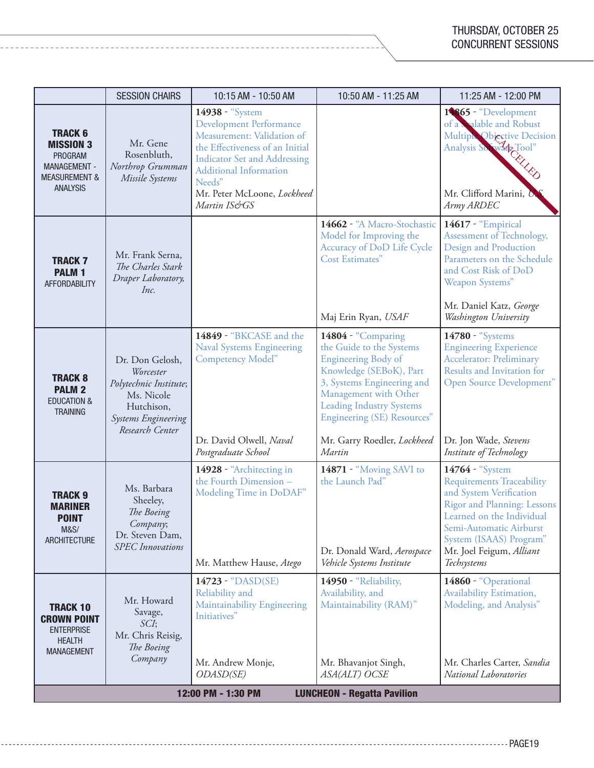# THURSDAY, OCTOBER 25
## CONCURRENT SESSIONS

| | SESSION CHAIRS | 10:15 AM - 10:50 AM | 10:50 AM - 11:25 AM | 11:25 AM - 12:00 PM |
|---|---|---|---|---|
| **TRACK 6 MISSION 3** PROGRAM MANAGEMENT - MEASUREMENT & ANALYSIS | Mr. Gene Rosenbluth, *Northrop Grumman Missile Systems* | **14938** - "System Development Performance Measurement: Validation of the Effectiveness of an Initial Indicator Set and Addressing Additional Information Needs" Mr. Peter McLoone, *Lockheed Martin IS&GS* | | **14865** - "Development of a Scalable and Robust Multiple Objective Decision Analysis Software Tool" Mr. Clifford Marini, *U.S. Army ARDEC* (CANCELLED) |
| **TRACK 7 PALM 1** AFFORDABILITY | Mr. Frank Serna, *The Charles Stark Draper Laboratory, Inc.* | | **14662** - "A Macro-Stochastic Model for Improving the Accuracy of DoD Life Cycle Cost Estimates" Maj Erin Ryan, *USAF* | **14617** - "Empirical Assessment of Technology, Design and Production Parameters on the Schedule and Cost Risk of DoD Weapon Systems" Mr. Daniel Katz, *George Washington University* |
| **TRACK 8 PALM 2** EDUCATION & TRAINING | Dr. Don Gelosh, *Worcester Polytechnic Institute*; Ms. Nicole Hutchison, *Systems Engineering Research Center* | **14849** - "BKCASE and the Naval Systems Engineering Competency Model" Dr. David Olwell, *Naval Postgraduate School* | **14804** - "Comparing the Guide to the Systems Engineering Body of Knowledge (SEBoK), Part 3, Systems Engineering and Management with Other Leading Industry Systems Engineering (SE) Resources" Mr. Garry Roedler, *Lockheed Martin* | **14780** - "Systems Engineering Experience Accelerator: Preliminary Results and Invitation for Open Source Development" Dr. Jon Wade, *Stevens Institute of Technology* |
| **TRACK 9 MARINER POINT** M&S/ ARCHITECTURE | Ms. Barbara Sheeley, *The Boeing Company*; Dr. Steven Dam, *SPEC Innovations* | **14928** - "Architecting in the Fourth Dimension – Modeling Time in DoDAF" Mr. Matthew Hause, *Atego* | **14871** - "Moving SAVI to the Launch Pad" Dr. Donald Ward, *Aerospace Vehicle Systems Institute* | **14764** - "System Requirements Traceability and System Verification Rigor and Planning: Lessons Learned on the Individual Semi-Automatic Airburst System (ISAAS) Program" Mr. Joel Feigum, *Alliant Techsystems* |
| **TRACK 10 CROWN POINT** ENTERPRISE HEALTH MANAGEMENT | Mr. Howard Savage, *SCI*; Mr. Chris Reisig, *The Boeing Company* | **14723** - "DASD(SE) Reliability and Maintainability Engineering Initiatives" Mr. Andrew Monje, *ODASD(SE)* | **14950** - "Reliability, Availability, and Maintainability (RAM)" Mr. Bhavanjot Singh, *ASA(ALT) OCSE* | **14860** - "Operational Availability Estimation, Modeling, and Analysis" Mr. Charles Carter, *Sandia National Laboratories* |
| **12:00 PM - 1:30 PM** | **LUNCHEON - Regatta Pavilion** | | | |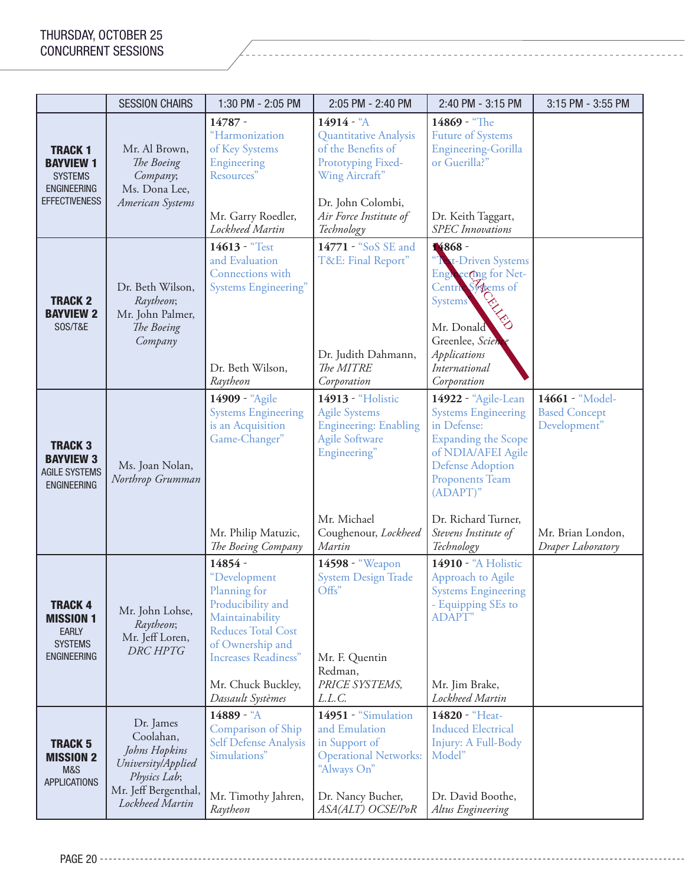## THURSDAY, OCTOBER 25
## CONCURRENT SESSIONS

| | SESSION CHAIRS | 1:30 PM - 2:05 PM | 2:05 PM - 2:40 PM | 2:40 PM - 3:15 PM | 3:15 PM - 3:55 PM |
|---|---|---|---|---|---|
| **TRACK 1 BAYVIEW 1** SYSTEMS ENGINEERING EFFECTIVENESS | Mr. Al Brown, *The Boeing Company*; Ms. Dona Lee, *American Systems* | **14787** - "Harmonization of Key Systems Engineering Resources" Mr. Garry Roedler, *Lockheed Martin* | **14914** - "A Quantitative Analysis of the Benefits of Prototyping Fixed-Wing Aircraft" Dr. John Colombi, *Air Force Institute of Technology* | **14869** - "The Future of Systems Engineering-Gorilla or Guerilla?" Dr. Keith Taggart, *SPEC Innovations* | |
| **TRACK 2 BAYVIEW 2** SOS/T&E | Dr. Beth Wilson, *Raytheon*; Mr. John Palmer, *The Boeing Company* | **14613** - "Test and Evaluation Connections with Systems Engineering" Dr. Beth Wilson, *Raytheon* | **14771** - "SoS SE and T&E: Final Report" Dr. Judith Dahmann, *The MITRE Corporation* | CANCELLED: **14868** - "Test-Driven Systems Engineering for Net-Centric Systems of Systems" Mr. Donald Greenlee, *Science Applications International Corporation* | |
| **TRACK 3 BAYVIEW 3** AGILE SYSTEMS ENGINEERING | Ms. Joan Nolan, *Northrop Grumman* | **14909** - "Agile Systems Engineering is an Acquisition Game-Changer" Mr. Philip Matuzic, *The Boeing Company* | **14913** - "Holistic Agile Systems Engineering: Enabling Agile Software Engineering" Mr. Michael Coughenour, *Lockheed Martin* | **14922** - "Agile-Lean Systems Engineering in Defense: Expanding the Scope of NDIA/AFEI Agile Defense Adoption Proponents Team (ADAPT)" Dr. Richard Turner, *Stevens Institute of Technology* | **14661** - "Model-Based Concept Development" Mr. Brian London, *Draper Laboratory* |
| **TRACK 4 MISSION 1** EARLY SYSTEMS ENGINEERING | Mr. John Lohse, *Raytheon*; Mr. Jeff Loren, *DRC HPTG* | **14854** - "Development Planning for Producibility and Maintainability Reduces Total Cost of Ownership and Increases Readiness" Mr. Chuck Buckley, *Dassault Systèmes* | **14598** - "Weapon System Design Trade Offs" Mr. F. Quentin Redman, *PRICE SYSTEMS, L.L.C.* | **14910** - "A Holistic Approach to Agile Systems Engineering - Equipping SEs to ADAPT" Mr. Jim Brake, *Lockheed Martin* | |
| **TRACK 5 MISSION 2** M&S APPLICATIONS | Dr. James Coolahan, *Johns Hopkins University/Applied Physics Lab*; Mr. Jeff Bergenthal, *Lockheed Martin* | **14889** - "A Comparison of Ship Self Defense Analysis Simulations" Mr. Timothy Jahren, *Raytheon* | **14951** - "Simulation and Emulation in Support of Operational Networks: "Always On" Dr. Nancy Bucher, *ASA(ALT) OCSE/PoR* | **14820** - "Heat-Induced Electrical Injury: A Full-Body Model" Dr. David Boothe, *Altus Engineering* | |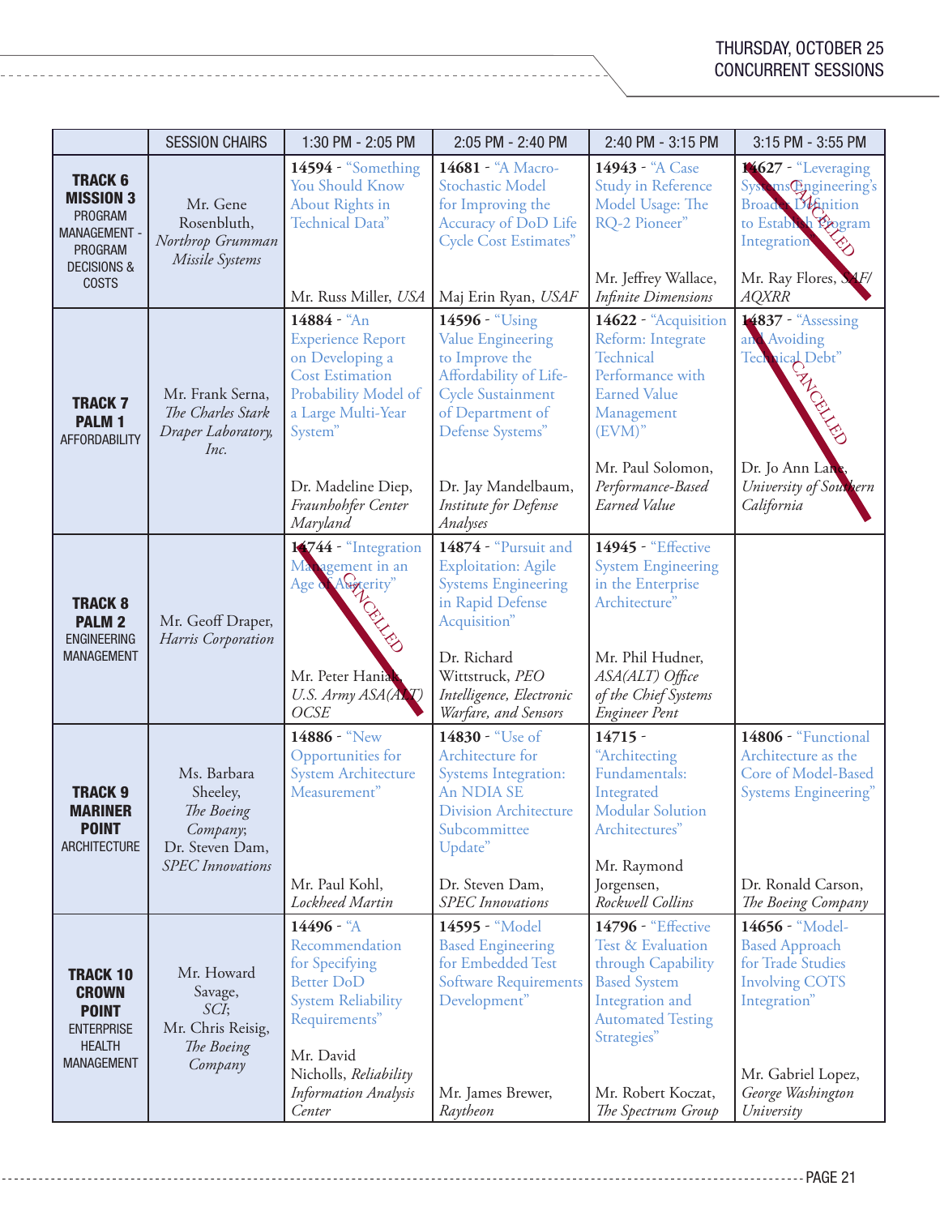# THURSDAY, OCTOBER 25
## CONCURRENT SESSIONS

| | SESSION CHAIRS | 1:30 PM - 2:05 PM | 2:05 PM - 2:40 PM | 2:40 PM - 3:15 PM | 3:15 PM - 3:55 PM |
|---|---|---|---|---|---|
| **TRACK 6 MISSION 3** PROGRAM MANAGEMENT - PROGRAM DECISIONS & COSTS | Mr. Gene Rosenbluth, *Northrop Grumman Missile Systems* | **14594** - "Something You Should Know About Rights in Technical Data" Mr. Russ Miller, *USA* | **14681** - "A Macro-Stochastic Model for Improving the Accuracy of DoD Life Cycle Cost Estimates" Maj Erin Ryan, *USAF* | **14943** - "A Case Study in Reference Model Usage: The RQ-2 Pioneer" Mr. Jeffrey Wallace, *Infinite Dimensions* | **14627** - "Leveraging Systems Engineering's Broader Definition to Establish Program Integration" Mr. Ray Flores, *SAF/AQXRR* CANCELLED |
| **TRACK 7 PALM 1** AFFORDABILITY | Mr. Frank Serna, *The Charles Stark Draper Laboratory, Inc.* | **14884** - "An Experience Report on Developing a Cost Estimation Probability Model of a Large Multi-Year System" Dr. Madeline Diep, *Fraunhohfer Center Maryland* | **14596** - "Using Value Engineering to Improve the Affordability of Life-Cycle Sustainment of Department of Defense Systems" Dr. Jay Mandelbaum, *Institute for Defense Analyses* | **14622** - "Acquisition Reform: Integrate Technical Performance with Earned Value Management (EVM)" Mr. Paul Solomon, *Performance-Based Earned Value* | **14837** - "Assessing and Avoiding Technical Debt" Dr. Jo Ann Lane, *University of Southern California* CANCELLED |
| **TRACK 8 PALM 2** ENGINEERING MANAGEMENT | Mr. Geoff Draper, *Harris Corporation* | **14744** - "Integration Management in an Age of Austerity" Mr. Peter Hanials, *U.S. Army ASA(ALT) OCSE* CANCELLED | **14874** - "Pursuit and Exploitation: Agile Systems Engineering in Rapid Defense Acquisition" Dr. Richard Wittstruck, *PEO Intelligence, Electronic Warfare, and Sensors* | **14945** - "Effective System Engineering in the Enterprise Architecture" Mr. Phil Hudner, *ASA(ALT) Office of the Chief Systems Engineer Pent* | |
| **TRACK 9 MARINER POINT** ARCHITECTURE | Ms. Barbara Sheeley, *The Boeing Company*; Dr. Steven Dam, *SPEC Innovations* | **14886** - "New Opportunities for System Architecture Measurement" Mr. Paul Kohl, *Lockheed Martin* | **14830** - "Use of Architecture for Systems Integration: An NDIA SE Division Architecture Subcommittee Update" Dr. Steven Dam, *SPEC Innovations* | **14715** - "Architecting Fundamentals: Integrated Modular Solution Architectures" Mr. Raymond Jorgensen, *Rockwell Collins* | **14806** - "Functional Architecture as the Core of Model-Based Systems Engineering" Dr. Ronald Carson, *The Boeing Company* |
| **TRACK 10 CROWN POINT** ENTERPRISE HEALTH MANAGEMENT | Mr. Howard Savage, *SCI*; Mr. Chris Reisig, *The Boeing Company* | **14496** - "A Recommendation for Specifying Better DoD System Reliability Requirements" Mr. David Nicholls, *Reliability Information Analysis Center* | **14595** - "Model Based Engineering for Embedded Test Software Requirements Development" Mr. James Brewer, *Raytheon* | **14796** - "Effective Test & Evaluation through Capability Based System Integration and Automated Testing Strategies" Mr. Robert Koczat, *The Spectrum Group* | **14656** - "Model-Based Approach for Trade Studies Involving COTS Integration" Mr. Gabriel Lopez, *George Washington University* |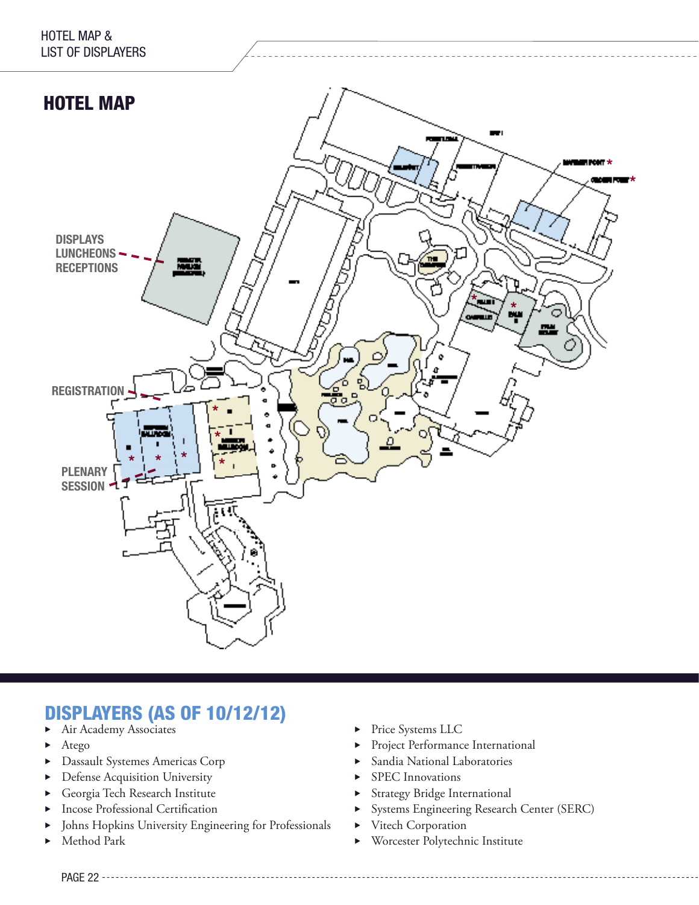# HOTEL MAP

DISPLAYS
LUNCHEONS
RECEPTIONS

REGISTRATION

PLENARY
SESSION

## DISPLAYERS (AS OF 10/12/12)

- Air Academy Associates
- Atego
- Dassault Systemes Americas Corp
- Defense Acquisition University
- Georgia Tech Research Institute
- Incose Professional Certification
- Johns Hopkins University Engineering for Professionals
- Method Park
- Price Systems LLC
- Project Performance International
- Sandia National Laboratories
- SPEC Innovations
- Strategy Bridge International
- Systems Engineering Research Center (SERC)
- Vitech Corporation
- Worcester Polytechnic Institute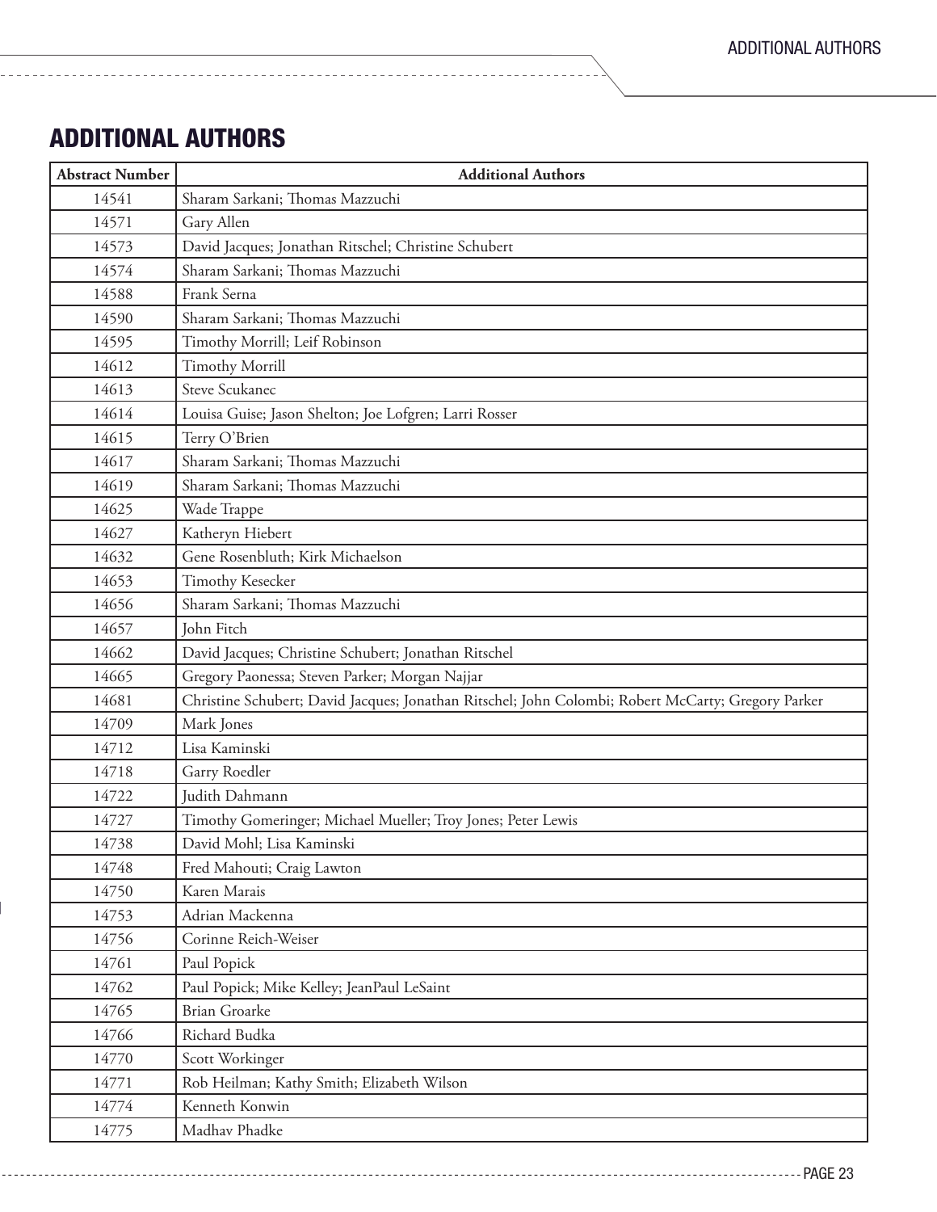## ADDITIONAL AUTHORS

| Abstract Number | Additional Authors |
|---|---|
| 14541 | Sharam Sarkani; Thomas Mazzuchi |
| 14571 | Gary Allen |
| 14573 | David Jacques; Jonathan Ritschel; Christine Schubert |
| 14574 | Sharam Sarkani; Thomas Mazzuchi |
| 14588 | Frank Serna |
| 14590 | Sharam Sarkani; Thomas Mazzuchi |
| 14595 | Timothy Morrill; Leif Robinson |
| 14612 | Timothy Morrill |
| 14613 | Steve Scukanec |
| 14614 | Louisa Guise; Jason Shelton; Joe Lofgren; Larri Rosser |
| 14615 | Terry O'Brien |
| 14617 | Sharam Sarkani; Thomas Mazzuchi |
| 14619 | Sharam Sarkani; Thomas Mazzuchi |
| 14625 | Wade Trappe |
| 14627 | Katheryn Hiebert |
| 14632 | Gene Rosenbluth; Kirk Michaelson |
| 14653 | Timothy Kesecker |
| 14656 | Sharam Sarkani; Thomas Mazzuchi |
| 14657 | John Fitch |
| 14662 | David Jacques; Christine Schubert; Jonathan Ritschel |
| 14665 | Gregory Paonessa; Steven Parker; Morgan Najjar |
| 14681 | Christine Schubert; David Jacques; Jonathan Ritschel; John Colombi; Robert McCarty; Gregory Parker |
| 14709 | Mark Jones |
| 14712 | Lisa Kaminski |
| 14718 | Garry Roedler |
| 14722 | Judith Dahmann |
| 14727 | Timothy Gomeringer; Michael Mueller; Troy Jones; Peter Lewis |
| 14738 | David Mohl; Lisa Kaminski |
| 14748 | Fred Mahouti; Craig Lawton |
| 14750 | Karen Marais |
| 14753 | Adrian Mackenna |
| 14756 | Corinne Reich-Weiser |
| 14761 | Paul Popick |
| 14762 | Paul Popick; Mike Kelley; JeanPaul LeSaint |
| 14765 | Brian Groarke |
| 14766 | Richard Budka |
| 14770 | Scott Workinger |
| 14771 | Rob Heilman; Kathy Smith; Elizabeth Wilson |
| 14774 | Kenneth Konwin |
| 14775 | Madhav Phadke |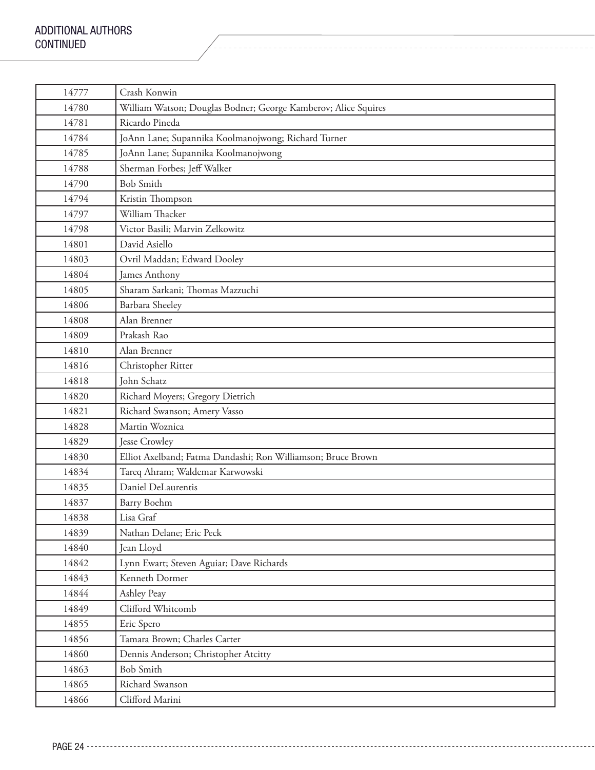## ADDITIONAL AUTHORS CONTINUED

| | |
|---|---|
| 14777 | Crash Konwin |
| 14780 | William Watson; Douglas Bodner; George Kamberov; Alice Squires |
| 14781 | Ricardo Pineda |
| 14784 | JoAnn Lane; Supannika Koolmanojwong; Richard Turner |
| 14785 | JoAnn Lane; Supannika Koolmanojwong |
| 14788 | Sherman Forbes; Jeff Walker |
| 14790 | Bob Smith |
| 14794 | Kristin Thompson |
| 14797 | William Thacker |
| 14798 | Victor Basili; Marvin Zelkowitz |
| 14801 | David Asiello |
| 14803 | Ovril Maddan; Edward Dooley |
| 14804 | James Anthony |
| 14805 | Sharam Sarkani; Thomas Mazzuchi |
| 14806 | Barbara Sheeley |
| 14808 | Alan Brenner |
| 14809 | Prakash Rao |
| 14810 | Alan Brenner |
| 14816 | Christopher Ritter |
| 14818 | John Schatz |
| 14820 | Richard Moyers; Gregory Dietrich |
| 14821 | Richard Swanson; Amery Vasso |
| 14828 | Martin Woznica |
| 14829 | Jesse Crowley |
| 14830 | Elliot Axelband; Fatma Dandashi; Ron Williamson; Bruce Brown |
| 14834 | Tareq Ahram; Waldemar Karwowski |
| 14835 | Daniel DeLaurentis |
| 14837 | Barry Boehm |
| 14838 | Lisa Graf |
| 14839 | Nathan Delane; Eric Peck |
| 14840 | Jean Lloyd |
| 14842 | Lynn Ewart; Steven Aguiar; Dave Richards |
| 14843 | Kenneth Dormer |
| 14844 | Ashley Peay |
| 14849 | Clifford Whitcomb |
| 14855 | Eric Spero |
| 14856 | Tamara Brown; Charles Carter |
| 14860 | Dennis Anderson; Christopher Atcitty |
| 14863 | Bob Smith |
| 14865 | Richard Swanson |
| 14866 | Clifford Marini |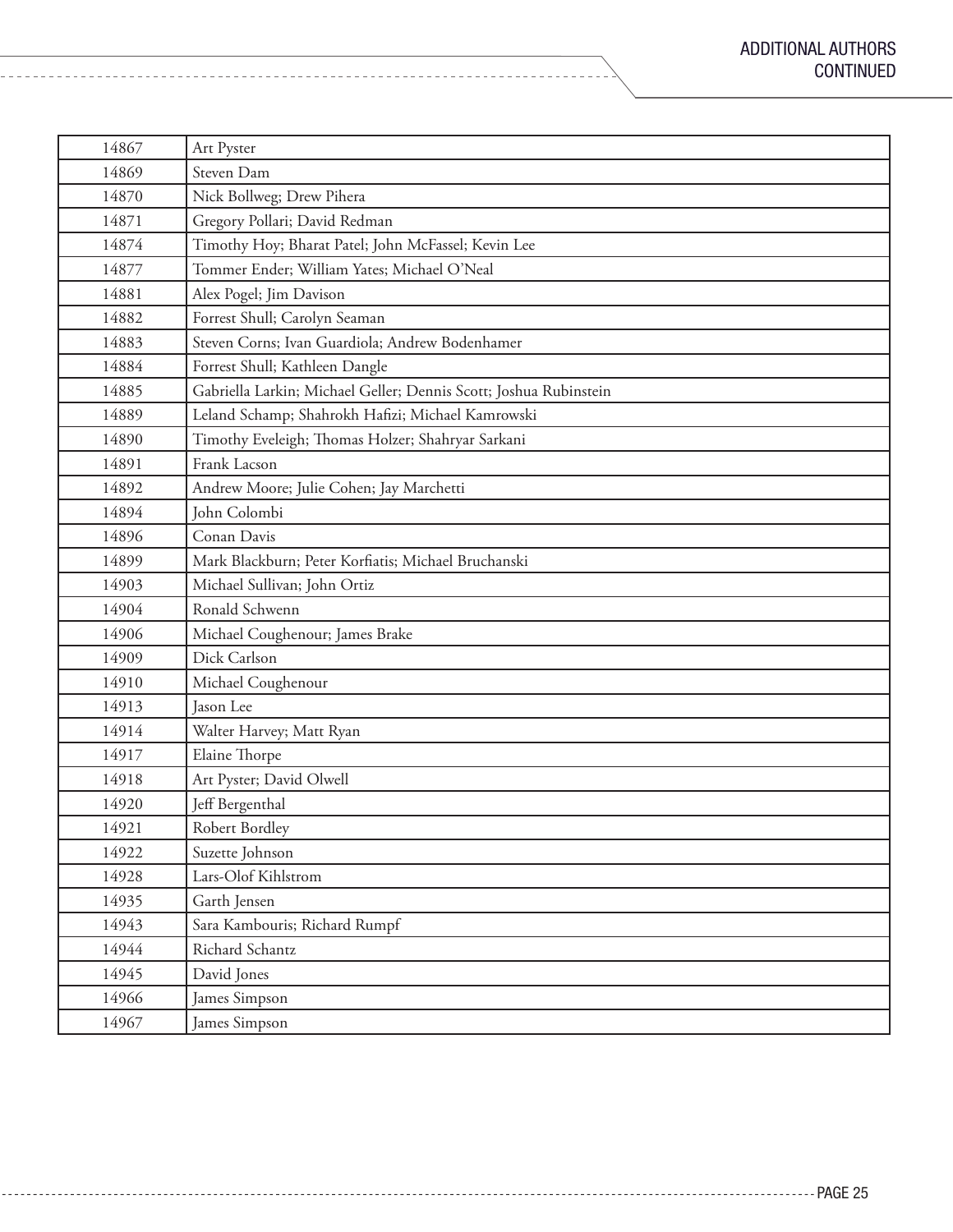## ADDITIONAL AUTHORS CONTINUED

| | |
|---|---|
| 14867 | Art Pyster |
| 14869 | Steven Dam |
| 14870 | Nick Bollweg; Drew Pihera |
| 14871 | Gregory Pollari; David Redman |
| 14874 | Timothy Hoy; Bharat Patel; John McFassel; Kevin Lee |
| 14877 | Tommer Ender; William Yates; Michael O'Neal |
| 14881 | Alex Pogel; Jim Davison |
| 14882 | Forrest Shull; Carolyn Seaman |
| 14883 | Steven Corns; Ivan Guardiola; Andrew Bodenhamer |
| 14884 | Forrest Shull; Kathleen Dangle |
| 14885 | Gabriella Larkin; Michael Geller; Dennis Scott; Joshua Rubinstein |
| 14889 | Leland Schamp; Shahrokh Hafizi; Michael Kamrowski |
| 14890 | Timothy Eveleigh; Thomas Holzer; Shahryar Sarkani |
| 14891 | Frank Lacson |
| 14892 | Andrew Moore; Julie Cohen; Jay Marchetti |
| 14894 | John Colombi |
| 14896 | Conan Davis |
| 14899 | Mark Blackburn; Peter Korfiatis; Michael Bruchanski |
| 14903 | Michael Sullivan; John Ortiz |
| 14904 | Ronald Schwenn |
| 14906 | Michael Coughenour; James Brake |
| 14909 | Dick Carlson |
| 14910 | Michael Coughenour |
| 14913 | Jason Lee |
| 14914 | Walter Harvey; Matt Ryan |
| 14917 | Elaine Thorpe |
| 14918 | Art Pyster; David Olwell |
| 14920 | Jeff Bergenthal |
| 14921 | Robert Bordley |
| 14922 | Suzette Johnson |
| 14928 | Lars-Olof Kihlstrom |
| 14935 | Garth Jensen |
| 14943 | Sara Kambouris; Richard Rumpf |
| 14944 | Richard Schantz |
| 14945 | David Jones |
| 14966 | James Simpson |
| 14967 | James Simpson |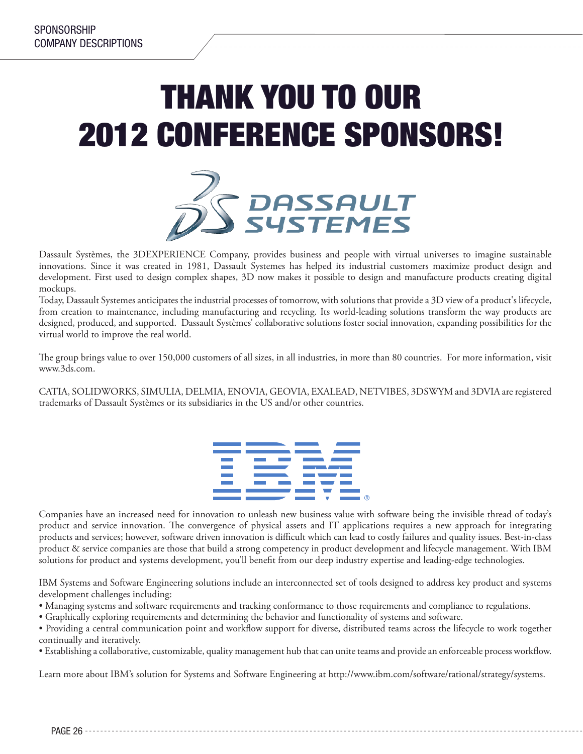# THANK YOU TO OUR 2012 CONFERENCE SPONSORS!

Dassault Systèmes, the 3DEXPERIENCE Company, provides business and people with virtual universes to imagine sustainable innovations. Since it was created in 1981, Dassault Systemes has helped its industrial customers maximize product design and development. First used to design complex shapes, 3D now makes it possible to design and manufacture products creating digital mockups.

Today, Dassault Systemes anticipates the industrial processes of tomorrow, with solutions that provide a 3D view of a product's lifecycle, from creation to maintenance, including manufacturing and recycling. Its world-leading solutions transform the way products are designed, produced, and supported. Dassault Systèmes' collaborative solutions foster social innovation, expanding possibilities for the virtual world to improve the real world.

The group brings value to over 150,000 customers of all sizes, in all industries, in more than 80 countries. For more information, visit www.3ds.com.

CATIA, SOLIDWORKS, SIMULIA, DELMIA, ENOVIA, GEOVIA, EXALEAD, NETVIBES, 3DSWYM and 3DVIA are registered trademarks of Dassault Systèmes or its subsidiaries in the US and/or other countries.

Companies have an increased need for innovation to unleash new business value with software being the invisible thread of today's product and service innovation. The convergence of physical assets and IT applications requires a new approach for integrating products and services; however, software driven innovation is difficult which can lead to costly failures and quality issues. Best-in-class product & service companies are those that build a strong competency in product development and lifecycle management. With IBM solutions for product and systems development, you'll benefit from our deep industry expertise and leading-edge technologies.

IBM Systems and Software Engineering solutions include an interconnected set of tools designed to address key product and systems development challenges including:

- Managing systems and software requirements and tracking conformance to those requirements and compliance to regulations.
- Graphically exploring requirements and determining the behavior and functionality of systems and software.
- Providing a central communication point and workflow support for diverse, distributed teams across the lifecycle to work together continually and iteratively.
- Establishing a collaborative, customizable, quality management hub that can unite teams and provide an enforceable process workflow.

Learn more about IBM's solution for Systems and Software Engineering at http://www.ibm.com/software/rational/strategy/systems.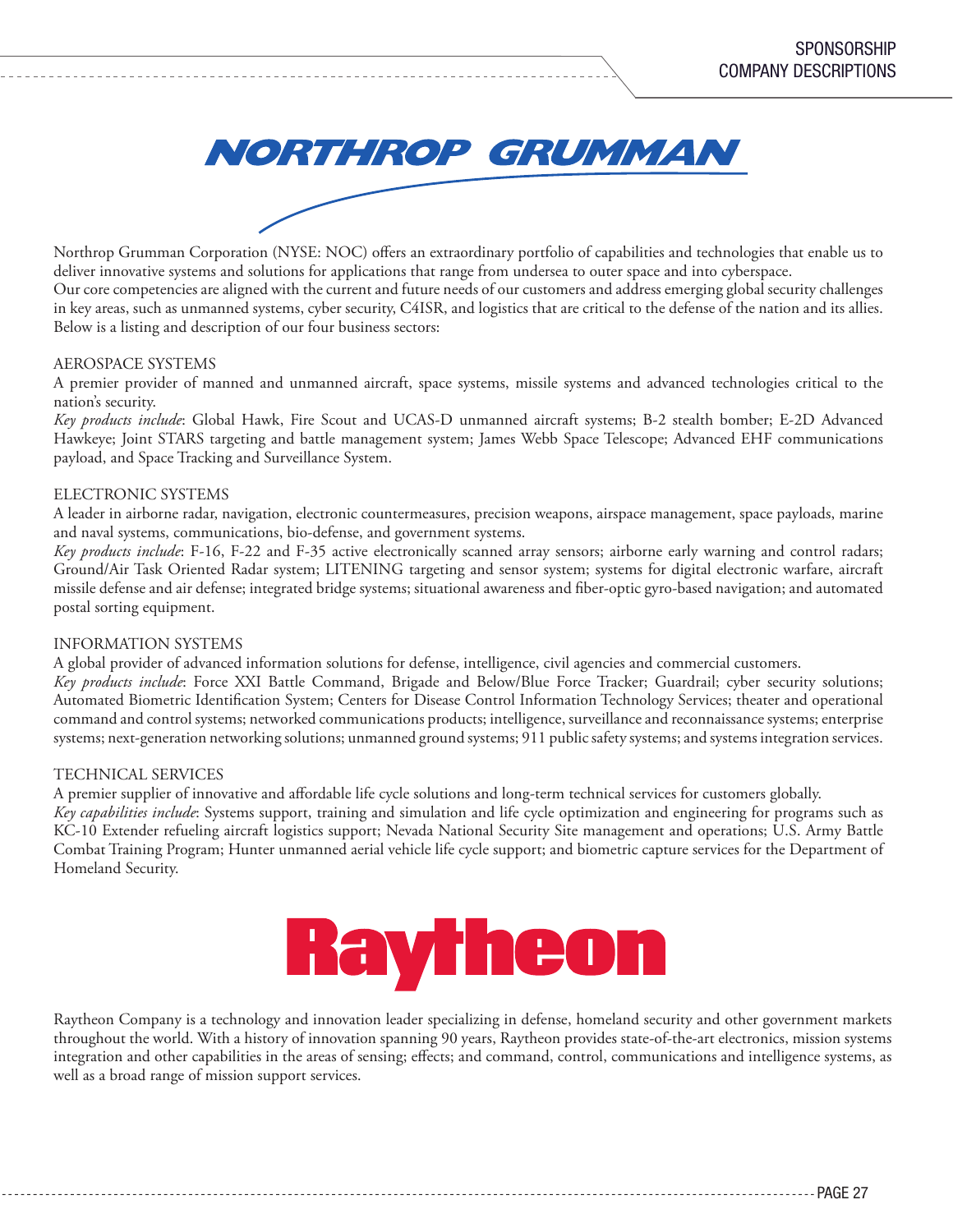# NORTHROP GRUMMAN

Northrop Grumman Corporation (NYSE: NOC) offers an extraordinary portfolio of capabilities and technologies that enable us to deliver innovative systems and solutions for applications that range from undersea to outer space and into cyberspace.
Our core competencies are aligned with the current and future needs of our customers and address emerging global security challenges in key areas, such as unmanned systems, cyber security, C4ISR, and logistics that are critical to the defense of the nation and its allies. Below is a listing and description of our four business sectors:

AEROSPACE SYSTEMS
A premier provider of manned and unmanned aircraft, space systems, missile systems and advanced technologies critical to the nation's security.
*Key products include*: Global Hawk, Fire Scout and UCAS-D unmanned aircraft systems; B-2 stealth bomber; E-2D Advanced Hawkeye; Joint STARS targeting and battle management system; James Webb Space Telescope; Advanced EHF communications payload, and Space Tracking and Surveillance System.

ELECTRONIC SYSTEMS
A leader in airborne radar, navigation, electronic countermeasures, precision weapons, airspace management, space payloads, marine and naval systems, communications, bio-defense, and government systems.
*Key products include*: F-16, F-22 and F-35 active electronically scanned array sensors; airborne early warning and control radars; Ground/Air Task Oriented Radar system; LITENING targeting and sensor system; systems for digital electronic warfare, aircraft missile defense and air defense; integrated bridge systems; situational awareness and fiber-optic gyro-based navigation; and automated postal sorting equipment.

INFORMATION SYSTEMS
A global provider of advanced information solutions for defense, intelligence, civil agencies and commercial customers.
*Key products include*: Force XXI Battle Command, Brigade and Below/Blue Force Tracker; Guardrail; cyber security solutions; Automated Biometric Identification System; Centers for Disease Control Information Technology Services; theater and operational command and control systems; networked communications products; intelligence, surveillance and reconnaissance systems; enterprise systems; next-generation networking solutions; unmanned ground systems; 911 public safety systems; and systems integration services.

TECHNICAL SERVICES
A premier supplier of innovative and affordable life cycle solutions and long-term technical services for customers globally.
*Key capabilities include*: Systems support, training and simulation and life cycle optimization and engineering for programs such as KC-10 Extender refueling aircraft logistics support; Nevada National Security Site management and operations; U.S. Army Battle Combat Training Program; Hunter unmanned aerial vehicle life cycle support; and biometric capture services for the Department of Homeland Security.

# Raytheon

Raytheon Company is a technology and innovation leader specializing in defense, homeland security and other government markets throughout the world. With a history of innovation spanning 90 years, Raytheon provides state-of-the-art electronics, mission systems integration and other capabilities in the areas of sensing; effects; and command, control, communications and intelligence systems, as well as a broad range of mission support services.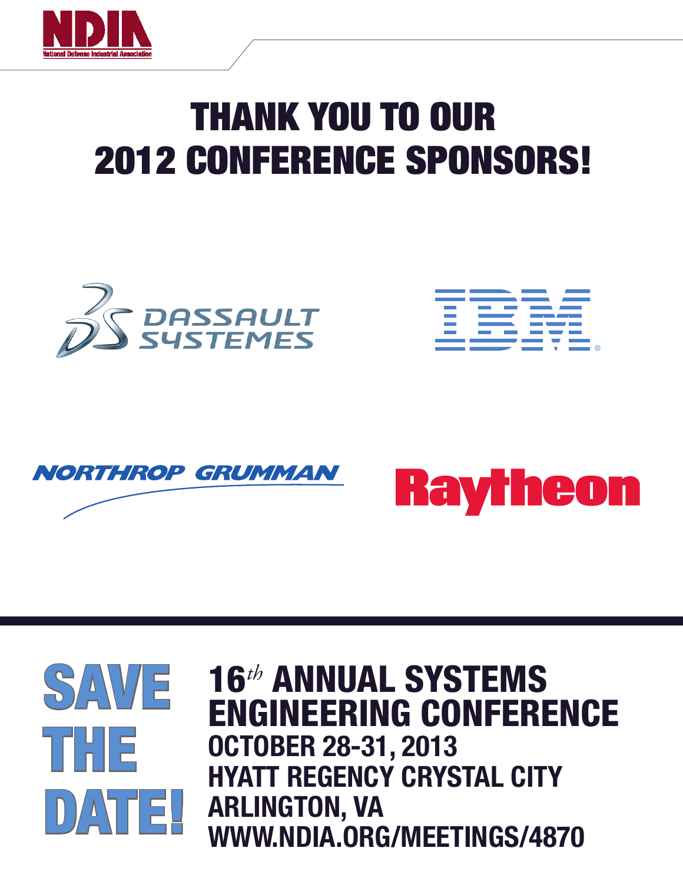# THANK YOU TO OUR 2012 CONFERENCE SPONSORS!

DASSAULT SYSTEMES

IBM

NORTHROP GRUMMAN

Raytheon

**SAVE THE DATE!**

## 16*th* ANNUAL SYSTEMS ENGINEERING CONFERENCE

**OCTOBER 28-31, 2013**
**HYATT REGENCY CRYSTAL CITY**
**ARLINGTON, VA**
**WWW.NDIA.ORG/MEETINGS/4870**